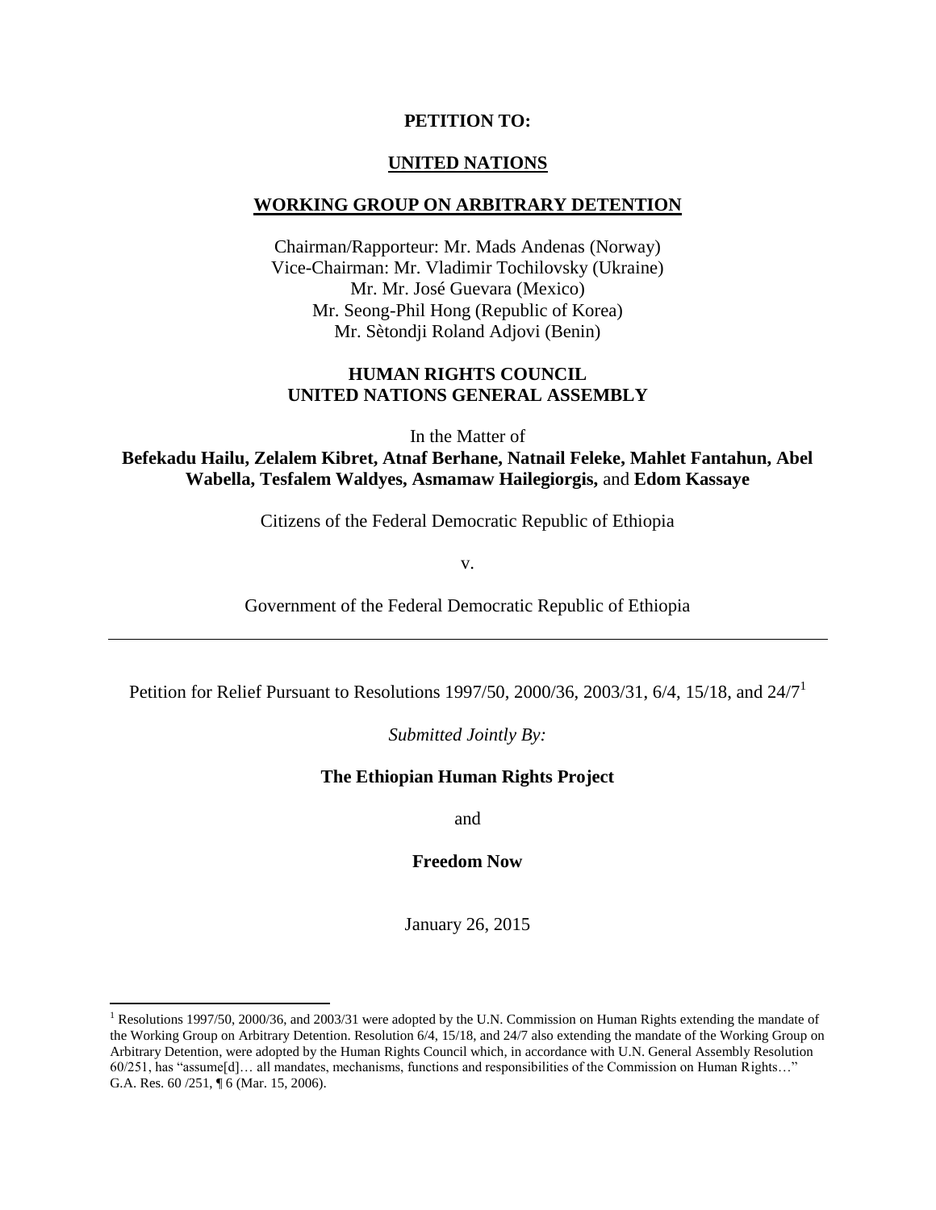**PETITION TO:**

**UNITED NATIONS**

**WORKING GROUP ON ARBITRARY DETENTION**

Chairman/Rapporteur: Mr. Mads Andenas (Norway)
Vice-Chairman: Mr. Vladimir Tochilovsky (Ukraine)
Mr. Mr. José Guevara (Mexico)
Mr. Seong-Phil Hong (Republic of Korea)
Mr. Sètondji Roland Adjovi (Benin)

**HUMAN RIGHTS COUNCIL**
**UNITED NATIONS GENERAL ASSEMBLY**

In the Matter of
**Befekadu Hailu, Zelalem Kibret, Atnaf Berhane, Natnail Feleke, Mahlet Fantahun, Abel Wabella, Tesfalem Waldyes, Asmamaw Hailegiorgis,** and **Edom Kassaye**

Citizens of the Federal Democratic Republic of Ethiopia

v.

Government of the Federal Democratic Republic of Ethiopia

---

Petition for Relief Pursuant to Resolutions 1997/50, 2000/36, 2003/31, 6/4, 15/18, and 24/7[1]

*Submitted Jointly By:*

**The Ethiopian Human Rights Project**

and

**Freedom Now**

January 26, 2015

---

[1] Resolutions 1997/50, 2000/36, and 2003/31 were adopted by the U.N. Commission on Human Rights extending the mandate of the Working Group on Arbitrary Detention. Resolution 6/4, 15/18, and 24/7 also extending the mandate of the Working Group on Arbitrary Detention, were adopted by the Human Rights Council which, in accordance with U.N. General Assembly Resolution 60/251, has "assume[d]… all mandates, mechanisms, functions and responsibilities of the Commission on Human Rights…" G.A. Res. 60 /251, ¶ 6 (Mar. 15, 2006).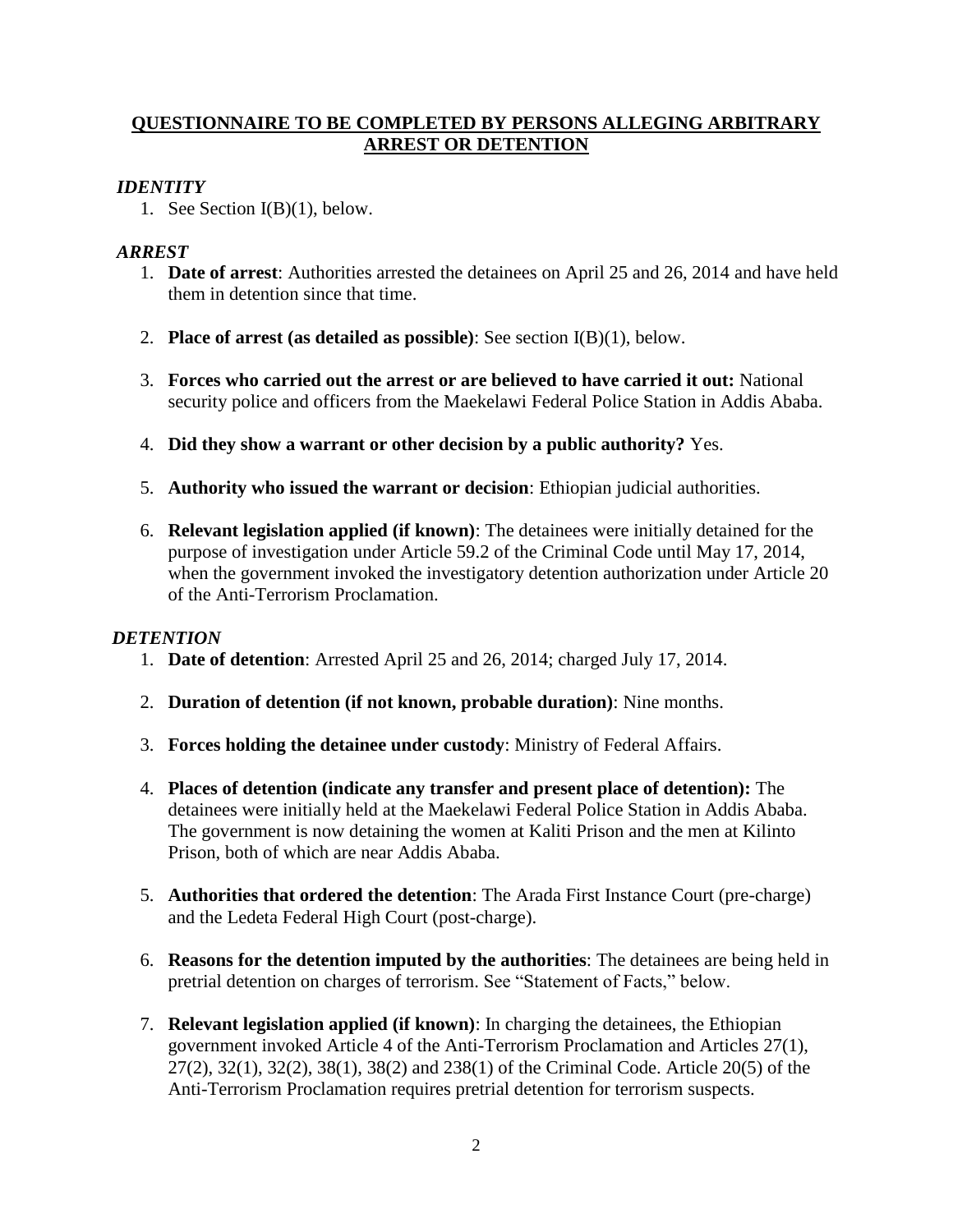## QUESTIONNAIRE TO BE COMPLETED BY PERSONS ALLEGING ARBITRARY ARREST OR DETENTION

### *IDENTITY*

1. See Section I(B)(1), below.

### *ARREST*

1. **Date of arrest**: Authorities arrested the detainees on April 25 and 26, 2014 and have held them in detention since that time.

2. **Place of arrest (as detailed as possible)**: See section I(B)(1), below.

3. **Forces who carried out the arrest or are believed to have carried it out:** National security police and officers from the Maekelawi Federal Police Station in Addis Ababa.

4. **Did they show a warrant or other decision by a public authority?** Yes.

5. **Authority who issued the warrant or decision**: Ethiopian judicial authorities.

6. **Relevant legislation applied (if known)**: The detainees were initially detained for the purpose of investigation under Article 59.2 of the Criminal Code until May 17, 2014, when the government invoked the investigatory detention authorization under Article 20 of the Anti-Terrorism Proclamation.

### *DETENTION*

1. **Date of detention**: Arrested April 25 and 26, 2014; charged July 17, 2014.

2. **Duration of detention (if not known, probable duration)**: Nine months.

3. **Forces holding the detainee under custody**: Ministry of Federal Affairs.

4. **Places of detention (indicate any transfer and present place of detention):** The detainees were initially held at the Maekelawi Federal Police Station in Addis Ababa. The government is now detaining the women at Kaliti Prison and the men at Kilinto Prison, both of which are near Addis Ababa.

5. **Authorities that ordered the detention**: The Arada First Instance Court (pre-charge) and the Ledeta Federal High Court (post-charge).

6. **Reasons for the detention imputed by the authorities**: The detainees are being held in pretrial detention on charges of terrorism. See "Statement of Facts," below.

7. **Relevant legislation applied (if known)**: In charging the detainees, the Ethiopian government invoked Article 4 of the Anti-Terrorism Proclamation and Articles 27(1), 27(2), 32(1), 32(2), 38(1), 38(2) and 238(1) of the Criminal Code. Article 20(5) of the Anti-Terrorism Proclamation requires pretrial detention for terrorism suspects.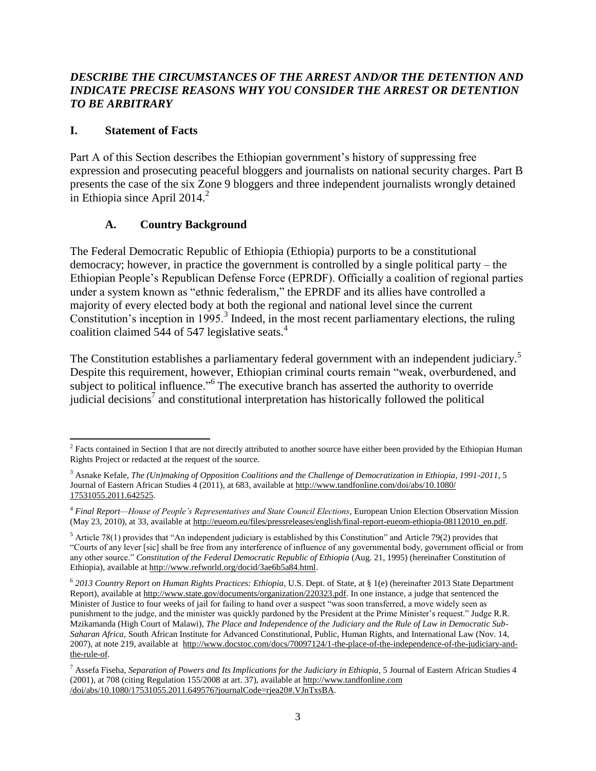***DESCRIBE THE CIRCUMSTANCES OF THE ARREST AND/OR THE DETENTION AND INDICATE PRECISE REASONS WHY YOU CONSIDER THE ARREST OR DETENTION TO BE ARBITRARY***

## I. Statement of Facts

Part A of this Section describes the Ethiopian government's history of suppressing free expression and prosecuting peaceful bloggers and journalists on national security charges. Part B presents the case of the six Zone 9 bloggers and three independent journalists wrongly detained in Ethiopia since April 2014.[2]

### A. Country Background

The Federal Democratic Republic of Ethiopia (Ethiopia) purports to be a constitutional democracy; however, in practice the government is controlled by a single political party – the Ethiopian People's Republican Defense Force (EPRDF). Officially a coalition of regional parties under a system known as "ethnic federalism," the EPRDF and its allies have controlled a majority of every elected body at both the regional and national level since the current Constitution's inception in 1995.[3] Indeed, in the most recent parliamentary elections, the ruling coalition claimed 544 of 547 legislative seats.[4]

The Constitution establishes a parliamentary federal government with an independent judiciary.[5] Despite this requirement, however, Ethiopian criminal courts remain "weak, overburdened, and subject to political influence."[6] The executive branch has asserted the authority to override judicial decisions[7] and constitutional interpretation has historically followed the political

---

[2] Facts contained in Section I that are not directly attributed to another source have either been provided by the Ethiopian Human Rights Project or redacted at the request of the source.

[3] Asnake Kefale, *The (Un)making of Opposition Coalitions and the Challenge of Democratization in Ethiopia, 1991-2011*, 5 Journal of Eastern African Studies 4 (2011), at 683, available at http://www.tandfonline.com/doi/abs/10.1080/17531055.2011.642525.

[4] *Final Report—House of People's Representatives and State Council Elections*, European Union Election Observation Mission (May 23, 2010), at 33, available at http://eueom.eu/files/pressreleases/english/final-report-eueom-ethiopia-08112010_en.pdf.

[5] Article 78(1) provides that "An independent judiciary is established by this Constitution" and Article 79(2) provides that "Courts of any lever [sic] shall be free from any interference of influence of any governmental body, government official or from any other source." *Constitution of the Federal Democratic Republic of Ethiopia* (Aug. 21, 1995) (hereinafter Constitution of Ethiopia), available at http://www.refworld.org/docid/3ae6b5a84.html.

[6] *2013 Country Report on Human Rights Practices: Ethiopia*, U.S. Dept. of State, at § 1(e) (hereinafter 2013 State Department Report), available at http://www.state.gov/documents/organization/220323.pdf. In one instance, a judge that sentenced the Minister of Justice to four weeks of jail for failing to hand over a suspect "was soon transferred, a move widely seen as punishment to the judge, and the minister was quickly pardoned by the President at the Prime Minister's request." Judge R.R. Mzikamanda (High Court of Malawi), *The Place and Independence of the Judiciary and the Rule of Law in Democratic Sub-Saharan Africa*, South African Institute for Advanced Constitutional, Public, Human Rights, and International Law (Nov. 14, 2007), at note 219, available at http://www.docstoc.com/docs/70097124/1-the-place-of-the-independence-of-the-judiciary-and-the-rule-of.

[7] Assefa Fiseha, *Separation of Powers and Its Implications for the Judiciary in Ethiopia*, 5 Journal of Eastern African Studies 4 (2001), at 708 (citing Regulation 155/2008 at art. 37), available at http://www.tandfonline.com/doi/abs/10.1080/17531055.2011.649576?journalCode=rjea20#.VJnTxsBA.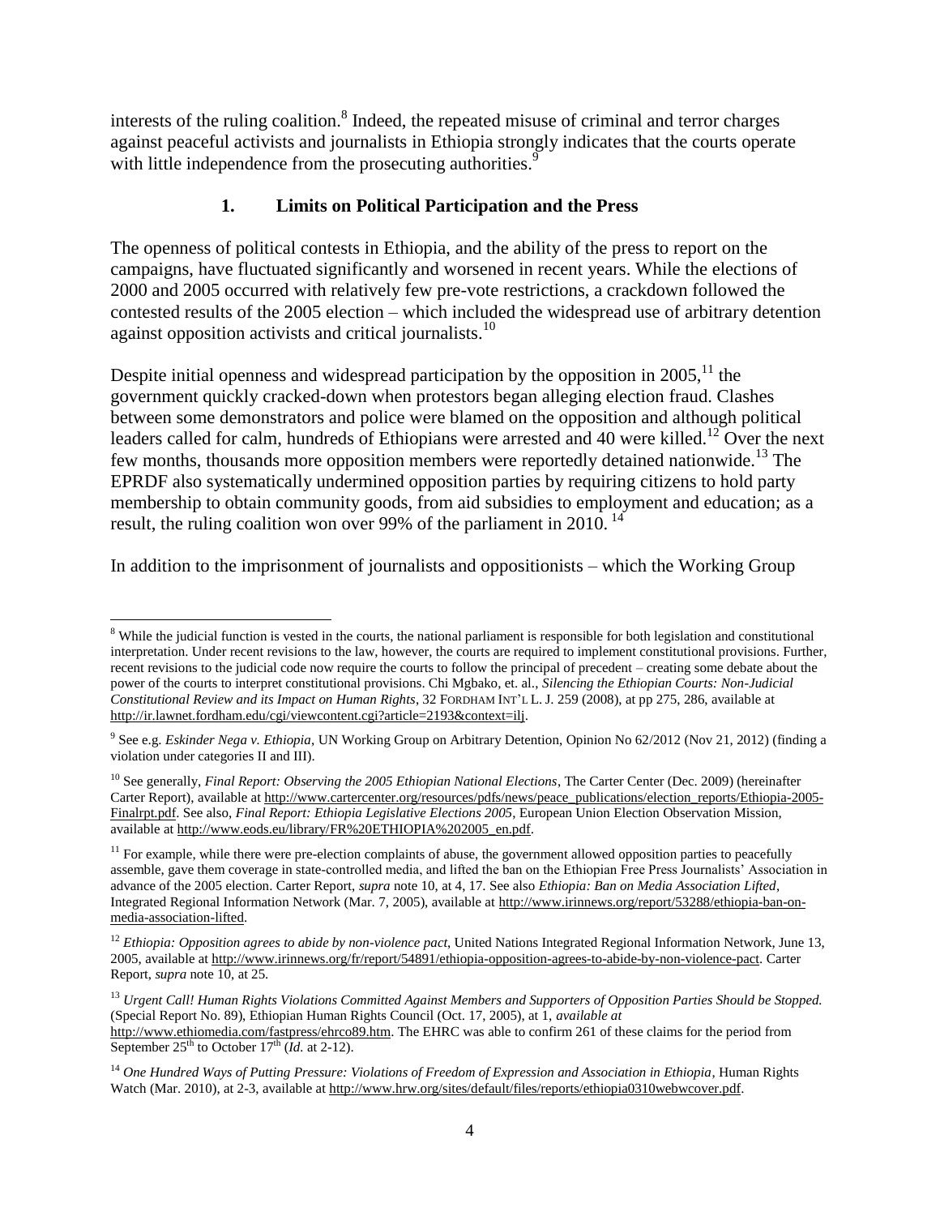interests of the ruling coalition.[8] Indeed, the repeated misuse of criminal and terror charges against peaceful activists and journalists in Ethiopia strongly indicates that the courts operate with little independence from the prosecuting authorities.[9]

### 1. Limits on Political Participation and the Press

The openness of political contests in Ethiopia, and the ability of the press to report on the campaigns, have fluctuated significantly and worsened in recent years. While the elections of 2000 and 2005 occurred with relatively few pre-vote restrictions, a crackdown followed the contested results of the 2005 election – which included the widespread use of arbitrary detention against opposition activists and critical journalists.[10]

Despite initial openness and widespread participation by the opposition in 2005,[11] the government quickly cracked-down when protestors began alleging election fraud. Clashes between some demonstrators and police were blamed on the opposition and although political leaders called for calm, hundreds of Ethiopians were arrested and 40 were killed.[12] Over the next few months, thousands more opposition members were reportedly detained nationwide.[13] The EPRDF also systematically undermined opposition parties by requiring citizens to hold party membership to obtain community goods, from aid subsidies to employment and education; as a result, the ruling coalition won over 99% of the parliament in 2010.[14]

In addition to the imprisonment of journalists and oppositionists – which the Working Group

---

[8] While the judicial function is vested in the courts, the national parliament is responsible for both legislation and constitutional interpretation. Under recent revisions to the law, however, the courts are required to implement constitutional provisions. Further, recent revisions to the judicial code now require the courts to follow the principal of precedent – creating some debate about the power of the courts to interpret constitutional provisions. Chi Mgbako, et. al., *Silencing the Ethiopian Courts: Non-Judicial Constitutional Review and its Impact on Human Rights*, 32 FORDHAM INT'L L. J. 259 (2008), at pp 275, 286, available at http://ir.lawnet.fordham.edu/cgi/viewcontent.cgi?article=2193&context=ilj.

[9] See e.g. *Eskinder Nega v. Ethiopia*, UN Working Group on Arbitrary Detention, Opinion No 62/2012 (Nov 21, 2012) (finding a violation under categories II and III).

[10] See generally, *Final Report: Observing the 2005 Ethiopian National Elections*, The Carter Center (Dec. 2009) (hereinafter Carter Report), available at http://www.cartercenter.org/resources/pdfs/news/peace_publications/election_reports/Ethiopia-2005-Finalrpt.pdf. See also, *Final Report: Ethiopia Legislative Elections 2005*, European Union Election Observation Mission, available at http://www.eods.eu/library/FR%20ETHIOPIA%202005_en.pdf.

[11] For example, while there were pre-election complaints of abuse, the government allowed opposition parties to peacefully assemble, gave them coverage in state-controlled media, and lifted the ban on the Ethiopian Free Press Journalists' Association in advance of the 2005 election. Carter Report, *supra* note 10, at 4, 17. See also *Ethiopia: Ban on Media Association Lifted*, Integrated Regional Information Network (Mar. 7, 2005), available at http://www.irinnews.org/report/53288/ethiopia-ban-on-media-association-lifted.

[12] *Ethiopia: Opposition agrees to abide by non-violence pact*, United Nations Integrated Regional Information Network, June 13, 2005, available at http://www.irinnews.org/fr/report/54891/ethiopia-opposition-agrees-to-abide-by-non-violence-pact. Carter Report, *supra* note 10, at 25.

[13] *Urgent Call! Human Rights Violations Committed Against Members and Supporters of Opposition Parties Should be Stopped.* (Special Report No. 89), Ethiopian Human Rights Council (Oct. 17, 2005), at 1, *available at* http://www.ethiomedia.com/fastpress/ehrco89.htm. The EHRC was able to confirm 261 of these claims for the period from September 25th to October 17th (*Id.* at 2-12).

[14] *One Hundred Ways of Putting Pressure: Violations of Freedom of Expression and Association in Ethiopia*, Human Rights Watch (Mar. 2010), at 2-3, available at http://www.hrw.org/sites/default/files/reports/ethiopia0310webwcover.pdf.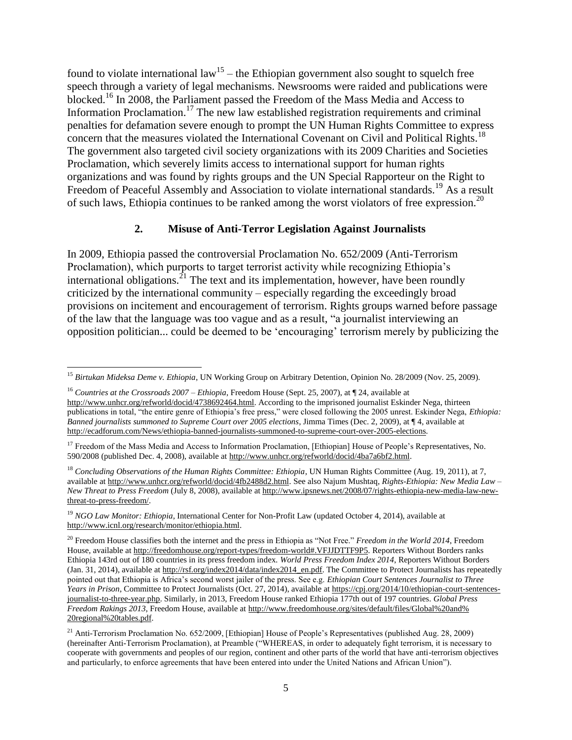found to violate international law[15] – the Ethiopian government also sought to squelch free speech through a variety of legal mechanisms. Newsrooms were raided and publications were blocked.[16] In 2008, the Parliament passed the Freedom of the Mass Media and Access to Information Proclamation.[17] The new law established registration requirements and criminal penalties for defamation severe enough to prompt the UN Human Rights Committee to express concern that the measures violated the International Covenant on Civil and Political Rights.[18] The government also targeted civil society organizations with its 2009 Charities and Societies Proclamation, which severely limits access to international support for human rights organizations and was found by rights groups and the UN Special Rapporteur on the Right to Freedom of Peaceful Assembly and Association to violate international standards.[19] As a result of such laws, Ethiopia continues to be ranked among the worst violators of free expression.[20]

### 2. Misuse of Anti-Terror Legislation Against Journalists

In 2009, Ethiopia passed the controversial Proclamation No. 652/2009 (Anti-Terrorism Proclamation), which purports to target terrorist activity while recognizing Ethiopia's international obligations.[21] The text and its implementation, however, have been roundly criticized by the international community – especially regarding the exceedingly broad provisions on incitement and encouragement of terrorism. Rights groups warned before passage of the law that the language was too vague and as a result, "a journalist interviewing an opposition politician... could be deemed to be 'encouraging' terrorism merely by publicizing the

---

[15] *Birtukan Mideksa Deme v. Ethiopia*, UN Working Group on Arbitrary Detention, Opinion No. 28/2009 (Nov. 25, 2009).

[16] *Countries at the Crossroads 2007 – Ethiopia*, Freedom House (Sept. 25, 2007), at ¶ 24, available at http://www.unhcr.org/refworld/docid/4738692464.html. According to the imprisoned journalist Eskinder Nega, thirteen publications in total, "the entire genre of Ethiopia's free press," were closed following the 2005 unrest. Eskinder Nega, *Ethiopia: Banned journalists summoned to Supreme Court over 2005 elections*, Jimma Times (Dec. 2, 2009), at ¶ 4, available at http://ecadforum.com/News/ethiopia-banned-journalists-summoned-to-supreme-court-over-2005-elections.

[17] Freedom of the Mass Media and Access to Information Proclamation, [Ethiopian] House of People's Representatives, No. 590/2008 (published Dec. 4, 2008), available at http://www.unhcr.org/refworld/docid/4ba7a6bf2.html.

[18] *Concluding Observations of the Human Rights Committee: Ethiopia*, UN Human Rights Committee (Aug. 19, 2011), at 7, available at http://www.unhcr.org/refworld/docid/4fb2488d2.html. See also Najum Mushtaq, *Rights-Ethiopia: New Media Law – New Threat to Press Freedom* (July 8, 2008), available at http://www.ipsnews.net/2008/07/rights-ethiopia-new-media-law-new-threat-to-press-freedom/.

[19] *NGO Law Monitor: Ethiopia*, International Center for Non-Profit Law (updated October 4, 2014), available at http://www.icnl.org/research/monitor/ethiopia.html.

[20] Freedom House classifies both the internet and the press in Ethiopia as "Not Free." *Freedom in the World 2014*, Freedom House, available at http://freedomhouse.org/report-types/freedom-world#.VFJJDTTF9P5. Reporters Without Borders ranks Ethiopia 143rd out of 180 countries in its press freedom index. *World Press Freedom Index 2014*, Reporters Without Borders (Jan. 31, 2014), available at http://rsf.org/index2014/data/index2014_en.pdf. The Committee to Protect Journalists has repeatedly pointed out that Ethiopia is Africa's second worst jailer of the press. See e.g. *Ethiopian Court Sentences Journalist to Three Years in Prison*, Committee to Protect Journalists (Oct. 27, 2014), available at https://cpj.org/2014/10/ethiopian-court-sentences-journalist-to-three-year.php. Similarly, in 2013, Freedom House ranked Ethiopia 177th out of 197 countries. *Global Press Freedom Rakings 2013*, Freedom House, available at http://www.freedomhouse.org/sites/default/files/Global%20and%20regional%20tables.pdf.

[21] Anti-Terrorism Proclamation No. 652/2009, [Ethiopian] House of People's Representatives (published Aug. 28, 2009) (hereinafter Anti-Terrorism Proclamation), at Preamble ("WHEREAS, in order to adequately fight terrorism, it is necessary to cooperate with governments and peoples of our region, continent and other parts of the world that have anti-terrorism objectives and particularly, to enforce agreements that have been entered into under the United Nations and African Union").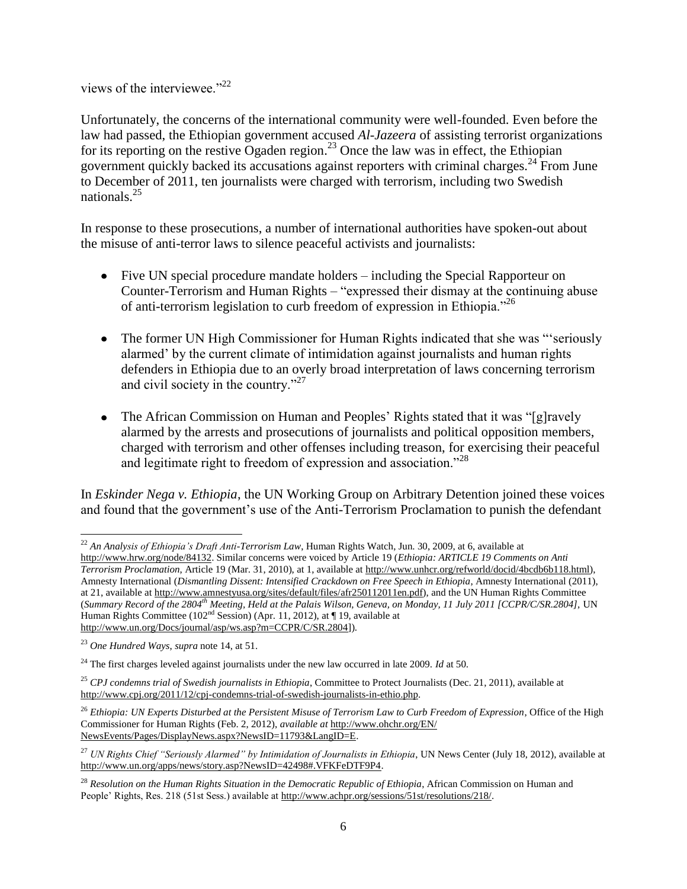views of the interviewee."[22]

Unfortunately, the concerns of the international community were well-founded. Even before the law had passed, the Ethiopian government accused *Al-Jazeera* of assisting terrorist organizations for its reporting on the restive Ogaden region.[23] Once the law was in effect, the Ethiopian government quickly backed its accusations against reporters with criminal charges.[24] From June to December of 2011, ten journalists were charged with terrorism, including two Swedish nationals.[25]

In response to these prosecutions, a number of international authorities have spoken-out about the misuse of anti-terror laws to silence peaceful activists and journalists:

- Five UN special procedure mandate holders – including the Special Rapporteur on Counter-Terrorism and Human Rights – "expressed their dismay at the continuing abuse of anti-terrorism legislation to curb freedom of expression in Ethiopia."[26]
- The former UN High Commissioner for Human Rights indicated that she was "'seriously alarmed' by the current climate of intimidation against journalists and human rights defenders in Ethiopia due to an overly broad interpretation of laws concerning terrorism and civil society in the country."[27]
- The African Commission on Human and Peoples' Rights stated that it was "[g]ravely alarmed by the arrests and prosecutions of journalists and political opposition members, charged with terrorism and other offenses including treason, for exercising their peaceful and legitimate right to freedom of expression and association."[28]

In *Eskinder Nega v. Ethiopia*, the UN Working Group on Arbitrary Detention joined these voices and found that the government's use of the Anti-Terrorism Proclamation to punish the defendant

---

[22] *An Analysis of Ethiopia's Draft Anti-Terrorism Law*, Human Rights Watch, Jun. 30, 2009, at 6, available at http://www.hrw.org/node/84132. Similar concerns were voiced by Article 19 (*Ethiopia: ARTICLE 19 Comments on Anti Terrorism Proclamation*, Article 19 (Mar. 31, 2010), at 1, available at http://www.unhcr.org/refworld/docid/4bcdb6b118.html), Amnesty International (*Dismantling Dissent: Intensified Crackdown on Free Speech in Ethiopia*, Amnesty International (2011), at 21, available at http://www.amnestyusa.org/sites/default/files/afr250112011en.pdf), and the UN Human Rights Committee (*Summary Record of the 2804th Meeting, Held at the Palais Wilson, Geneva, on Monday, 11 July 2011 [CCPR/C/SR.2804]*, UN Human Rights Committee (102nd Session) (Apr. 11, 2012), at ¶ 19, available at http://www.un.org/Docs/journal/asp/ws.asp?m=CCPR/C/SR.2804]).

[23] *One Hundred Ways*, *supra* note 14, at 51.

[24] The first charges leveled against journalists under the new law occurred in late 2009. *Id* at 50.

[25] *CPJ condemns trial of Swedish journalists in Ethiopia*, Committee to Protect Journalists (Dec. 21, 2011), available at http://www.cpj.org/2011/12/cpj-condemns-trial-of-swedish-journalists-in-ethio.php.

[26] *Ethiopia: UN Experts Disturbed at the Persistent Misuse of Terrorism Law to Curb Freedom of Expression*, Office of the High Commissioner for Human Rights (Feb. 2, 2012), *available at* http://www.ohchr.org/EN/NewsEvents/Pages/DisplayNews.aspx?NewsID=11793&LangID=E.

[27] *UN Rights Chief "Seriously Alarmed" by Intimidation of Journalists in Ethiopia*, UN News Center (July 18, 2012), available at http://www.un.org/apps/news/story.asp?NewsID=42498#.VFKFeDTF9P4.

[28] *Resolution on the Human Rights Situation in the Democratic Republic of Ethiopia*, African Commission on Human and People' Rights, Res. 218 (51st Sess.) available at http://www.achpr.org/sessions/51st/resolutions/218/.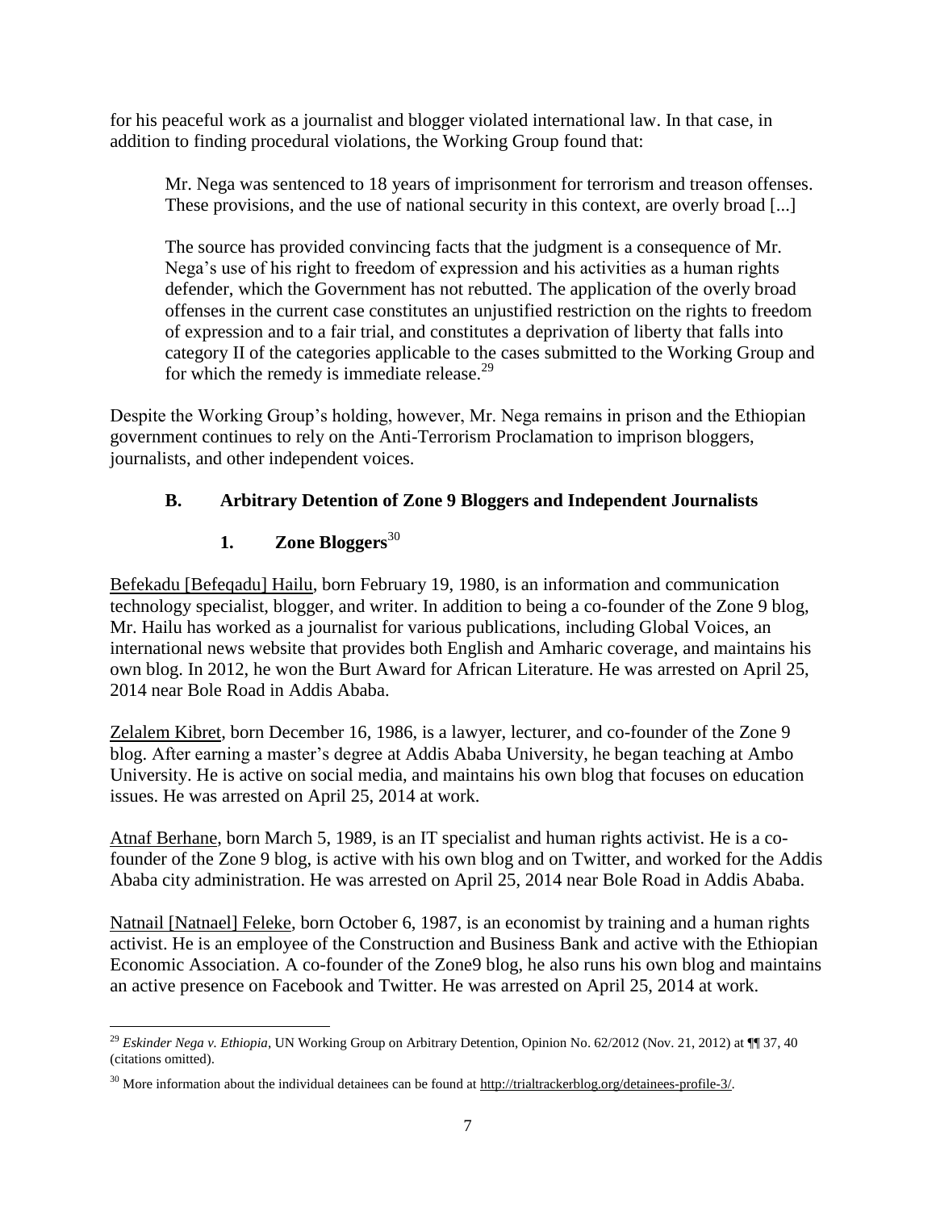for his peaceful work as a journalist and blogger violated international law. In that case, in addition to finding procedural violations, the Working Group found that:

> Mr. Nega was sentenced to 18 years of imprisonment for terrorism and treason offenses. These provisions, and the use of national security in this context, are overly broad [...]
>
> The source has provided convincing facts that the judgment is a consequence of Mr. Nega's use of his right to freedom of expression and his activities as a human rights defender, which the Government has not rebutted. The application of the overly broad offenses in the current case constitutes an unjustified restriction on the rights to freedom of expression and to a fair trial, and constitutes a deprivation of liberty that falls into category II of the categories applicable to the cases submitted to the Working Group and for which the remedy is immediate release.[29]

Despite the Working Group's holding, however, Mr. Nega remains in prison and the Ethiopian government continues to rely on the Anti-Terrorism Proclamation to imprison bloggers, journalists, and other independent voices.

### B. Arbitrary Detention of Zone 9 Bloggers and Independent Journalists

#### 1. Zone Bloggers[30]

Befekadu [Befeqadu] Hailu, born February 19, 1980, is an information and communication technology specialist, blogger, and writer. In addition to being a co-founder of the Zone 9 blog, Mr. Hailu has worked as a journalist for various publications, including Global Voices, an international news website that provides both English and Amharic coverage, and maintains his own blog. In 2012, he won the Burt Award for African Literature. He was arrested on April 25, 2014 near Bole Road in Addis Ababa.

Zelalem Kibret, born December 16, 1986, is a lawyer, lecturer, and co-founder of the Zone 9 blog. After earning a master's degree at Addis Ababa University, he began teaching at Ambo University. He is active on social media, and maintains his own blog that focuses on education issues. He was arrested on April 25, 2014 at work.

Atnaf Berhane, born March 5, 1989, is an IT specialist and human rights activist. He is a co-founder of the Zone 9 blog, is active with his own blog and on Twitter, and worked for the Addis Ababa city administration. He was arrested on April 25, 2014 near Bole Road in Addis Ababa.

Natnail [Natnael] Feleke, born October 6, 1987, is an economist by training and a human rights activist. He is an employee of the Construction and Business Bank and active with the Ethiopian Economic Association. A co-founder of the Zone9 blog, he also runs his own blog and maintains an active presence on Facebook and Twitter. He was arrested on April 25, 2014 at work.

---

[29] *Eskinder Nega v. Ethiopia*, UN Working Group on Arbitrary Detention, Opinion No. 62/2012 (Nov. 21, 2012) at ¶¶ 37, 40 (citations omitted).

[30] More information about the individual detainees can be found at http://trialtrackerblog.org/detainees-profile-3/.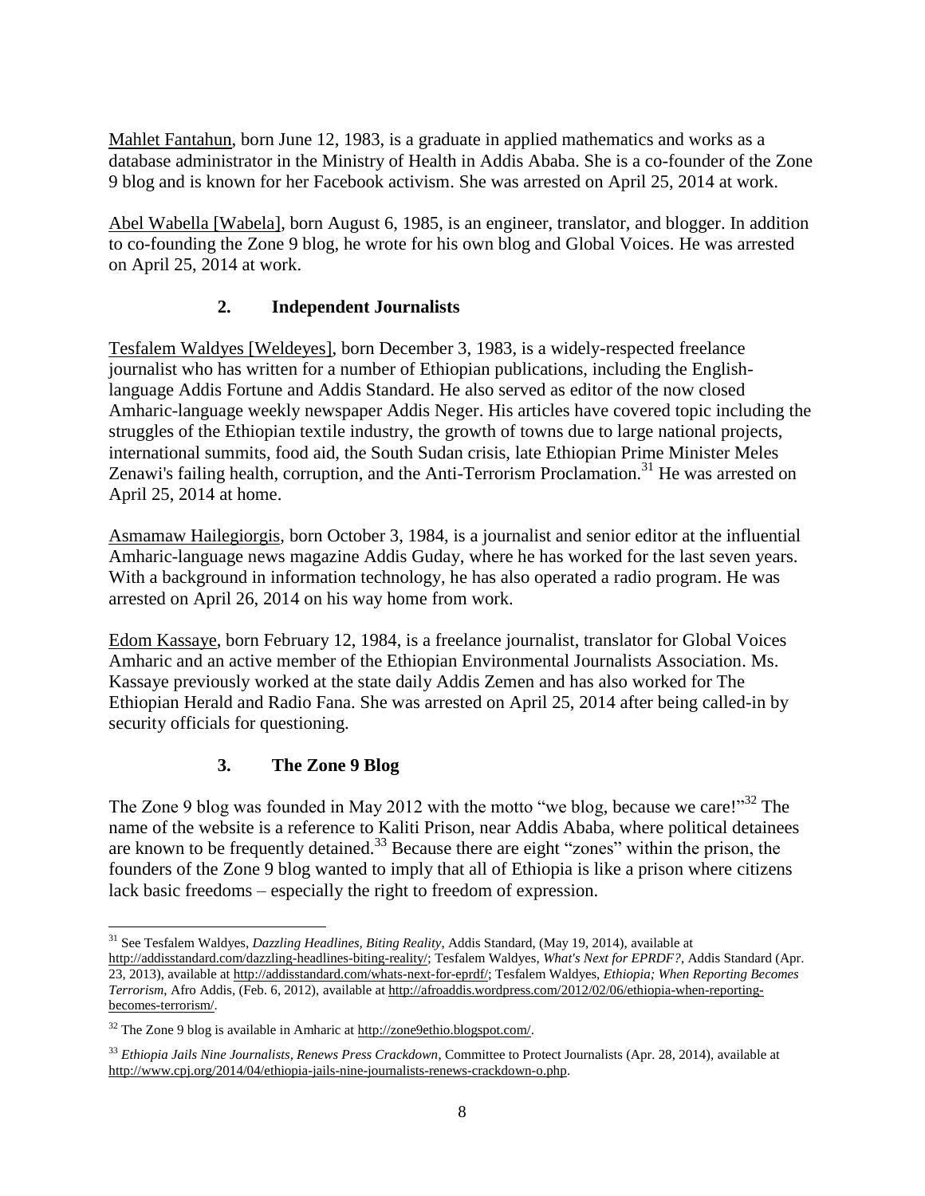Mahlet Fantahun, born June 12, 1983, is a graduate in applied mathematics and works as a database administrator in the Ministry of Health in Addis Ababa. She is a co-founder of the Zone 9 blog and is known for her Facebook activism. She was arrested on April 25, 2014 at work.

Abel Wabella [Wabela], born August 6, 1985, is an engineer, translator, and blogger. In addition to co-founding the Zone 9 blog, he wrote for his own blog and Global Voices. He was arrested on April 25, 2014 at work.

### 2. Independent Journalists

Tesfalem Waldyes [Weldeyes], born December 3, 1983, is a widely-respected freelance journalist who has written for a number of Ethiopian publications, including the English-language Addis Fortune and Addis Standard. He also served as editor of the now closed Amharic-language weekly newspaper Addis Neger. His articles have covered topic including the struggles of the Ethiopian textile industry, the growth of towns due to large national projects, international summits, food aid, the South Sudan crisis, late Ethiopian Prime Minister Meles Zenawi's failing health, corruption, and the Anti-Terrorism Proclamation.[31] He was arrested on April 25, 2014 at home.

Asmamaw Hailegiorgis, born October 3, 1984, is a journalist and senior editor at the influential Amharic-language news magazine Addis Guday, where he has worked for the last seven years. With a background in information technology, he has also operated a radio program. He was arrested on April 26, 2014 on his way home from work.

Edom Kassaye, born February 12, 1984, is a freelance journalist, translator for Global Voices Amharic and an active member of the Ethiopian Environmental Journalists Association. Ms. Kassaye previously worked at the state daily Addis Zemen and has also worked for The Ethiopian Herald and Radio Fana. She was arrested on April 25, 2014 after being called-in by security officials for questioning.

### 3. The Zone 9 Blog

The Zone 9 blog was founded in May 2012 with the motto "we blog, because we care!"[32] The name of the website is a reference to Kaliti Prison, near Addis Ababa, where political detainees are known to be frequently detained.[33] Because there are eight "zones" within the prison, the founders of the Zone 9 blog wanted to imply that all of Ethiopia is like a prison where citizens lack basic freedoms – especially the right to freedom of expression.

---

[31] See Tesfalem Waldyes, *Dazzling Headlines, Biting Reality*, Addis Standard, (May 19, 2014), available at http://addisstandard.com/dazzling-headlines-biting-reality/; Tesfalem Waldyes, *What's Next for EPRDF?*, Addis Standard (Apr. 23, 2013), available at http://addisstandard.com/whats-next-for-eprdf/; Tesfalem Waldyes, *Ethiopia; When Reporting Becomes Terrorism*, Afro Addis, (Feb. 6, 2012), available at http://afroaddis.wordpress.com/2012/02/06/ethiopia-when-reporting-becomes-terrorism/.

[32] The Zone 9 blog is available in Amharic at http://zone9ethio.blogspot.com/.

[33] *Ethiopia Jails Nine Journalists, Renews Press Crackdown*, Committee to Protect Journalists (Apr. 28, 2014), available at http://www.cpj.org/2014/04/ethiopia-jails-nine-journalists-renews-crackdown-o.php.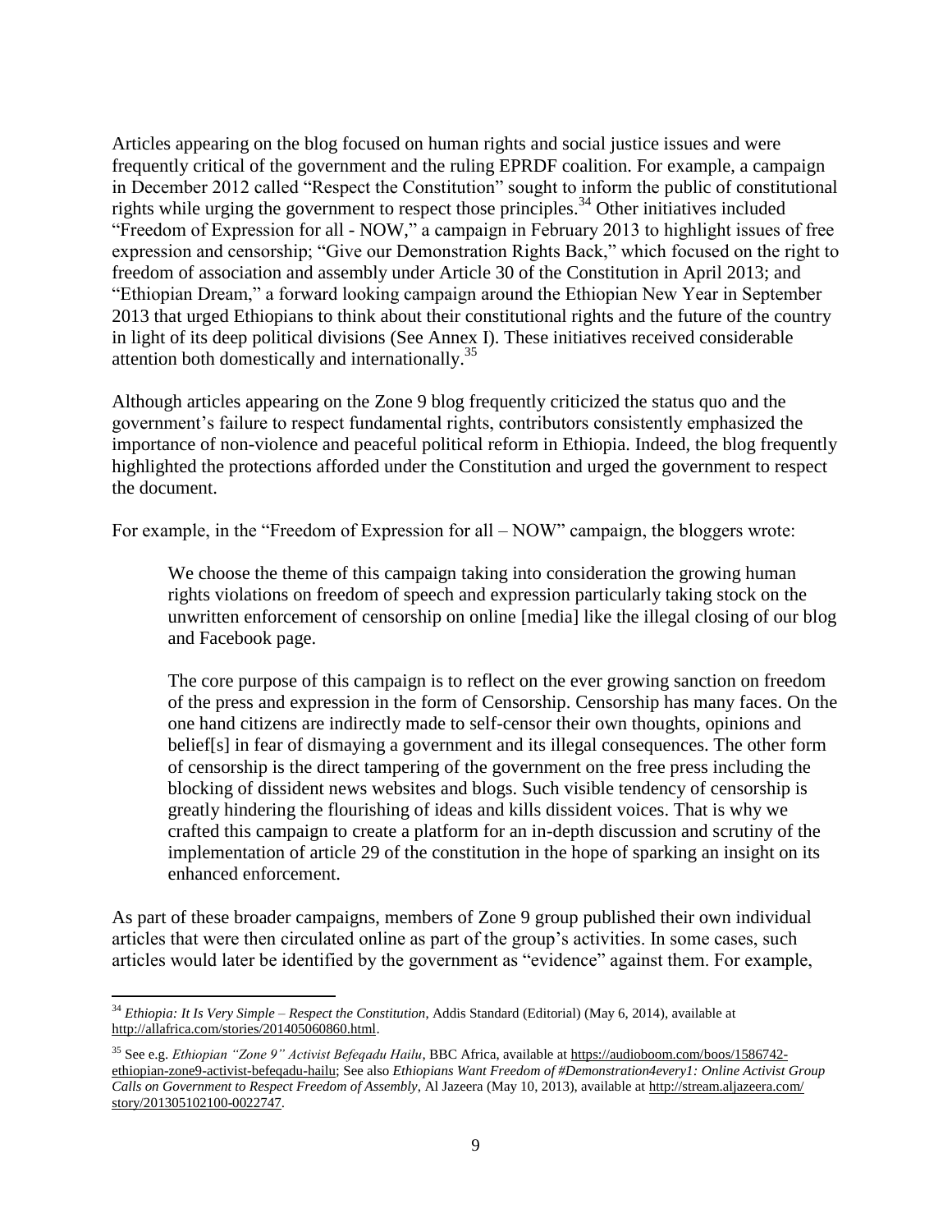Articles appearing on the blog focused on human rights and social justice issues and were frequently critical of the government and the ruling EPRDF coalition. For example, a campaign in December 2012 called "Respect the Constitution" sought to inform the public of constitutional rights while urging the government to respect those principles.[34] Other initiatives included "Freedom of Expression for all - NOW," a campaign in February 2013 to highlight issues of free expression and censorship; "Give our Demonstration Rights Back," which focused on the right to freedom of association and assembly under Article 30 of the Constitution in April 2013; and "Ethiopian Dream," a forward looking campaign around the Ethiopian New Year in September 2013 that urged Ethiopians to think about their constitutional rights and the future of the country in light of its deep political divisions (See Annex I). These initiatives received considerable attention both domestically and internationally.[35]

Although articles appearing on the Zone 9 blog frequently criticized the status quo and the government's failure to respect fundamental rights, contributors consistently emphasized the importance of non-violence and peaceful political reform in Ethiopia. Indeed, the blog frequently highlighted the protections afforded under the Constitution and urged the government to respect the document.

For example, in the "Freedom of Expression for all – NOW" campaign, the bloggers wrote:

> We choose the theme of this campaign taking into consideration the growing human rights violations on freedom of speech and expression particularly taking stock on the unwritten enforcement of censorship on online [media] like the illegal closing of our blog and Facebook page.
>
> The core purpose of this campaign is to reflect on the ever growing sanction on freedom of the press and expression in the form of Censorship. Censorship has many faces. On the one hand citizens are indirectly made to self-censor their own thoughts, opinions and belief[s] in fear of dismaying a government and its illegal consequences. The other form of censorship is the direct tampering of the government on the free press including the blocking of dissident news websites and blogs. Such visible tendency of censorship is greatly hindering the flourishing of ideas and kills dissident voices. That is why we crafted this campaign to create a platform for an in-depth discussion and scrutiny of the implementation of article 29 of the constitution in the hope of sparking an insight on its enhanced enforcement.

As part of these broader campaigns, members of Zone 9 group published their own individual articles that were then circulated online as part of the group's activities. In some cases, such articles would later be identified by the government as "evidence" against them. For example,

---

[34] *Ethiopia: It Is Very Simple – Respect the Constitution*, Addis Standard (Editorial) (May 6, 2014), available at http://allafrica.com/stories/201405060860.html.

[35] See e.g. *Ethiopian "Zone 9" Activist Befeqadu Hailu*, BBC Africa, available at https://audioboom.com/boos/1586742-ethiopian-zone9-activist-befeqadu-hailu; See also *Ethiopians Want Freedom of #Demonstration4every1: Online Activist Group Calls on Government to Respect Freedom of Assembly*, Al Jazeera (May 10, 2013), available at http://stream.aljazeera.com/story/201305102100-0022747.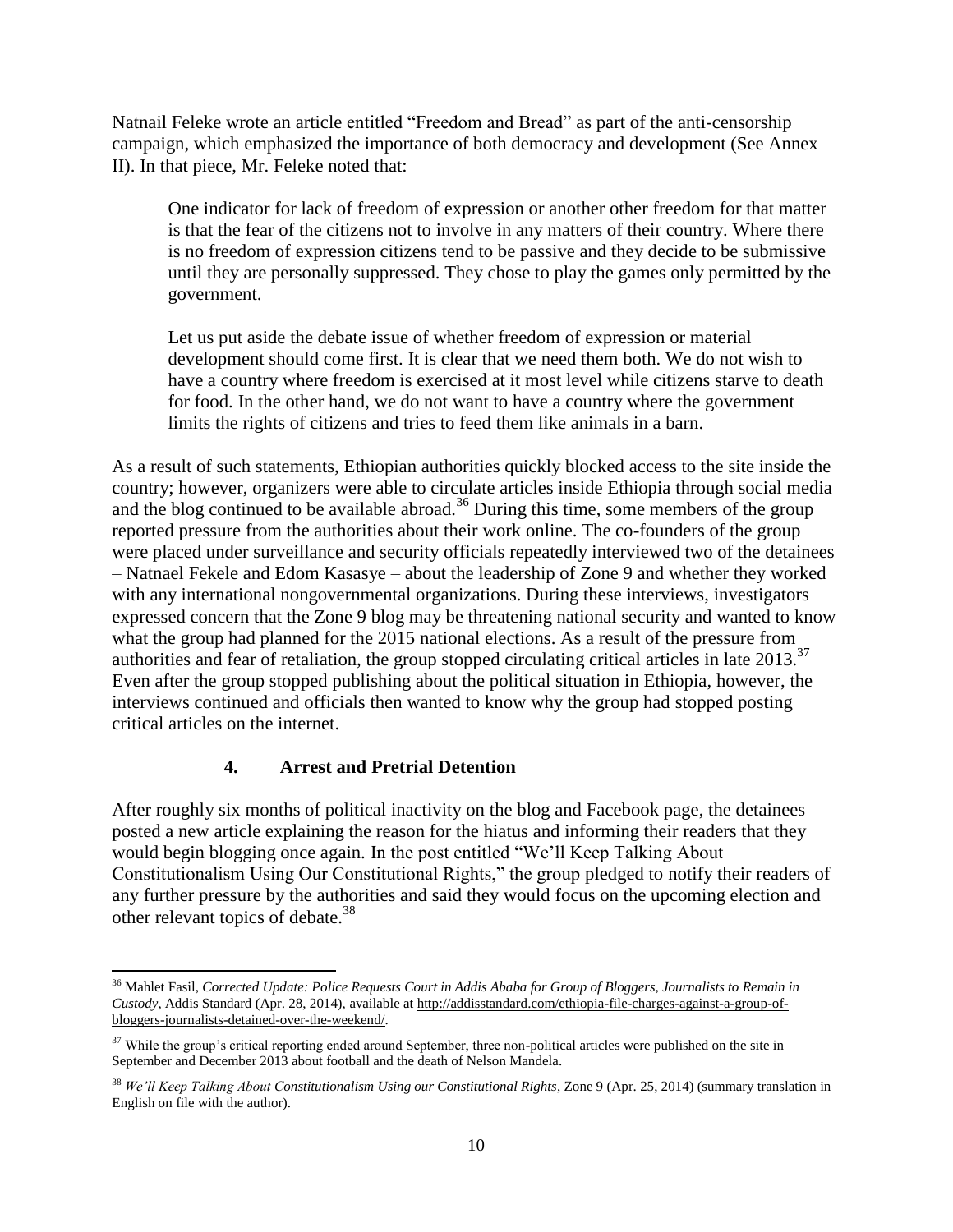Natnail Feleke wrote an article entitled "Freedom and Bread" as part of the anti-censorship campaign, which emphasized the importance of both democracy and development (See Annex II). In that piece, Mr. Feleke noted that:

> One indicator for lack of freedom of expression or another other freedom for that matter is that the fear of the citizens not to involve in any matters of their country. Where there is no freedom of expression citizens tend to be passive and they decide to be submissive until they are personally suppressed. They chose to play the games only permitted by the government.
>
> Let us put aside the debate issue of whether freedom of expression or material development should come first. It is clear that we need them both. We do not wish to have a country where freedom is exercised at it most level while citizens starve to death for food. In the other hand, we do not want to have a country where the government limits the rights of citizens and tries to feed them like animals in a barn.

As a result of such statements, Ethiopian authorities quickly blocked access to the site inside the country; however, organizers were able to circulate articles inside Ethiopia through social media and the blog continued to be available abroad.[36] During this time, some members of the group reported pressure from the authorities about their work online. The co-founders of the group were placed under surveillance and security officials repeatedly interviewed two of the detainees – Natnael Fekele and Edom Kasasye – about the leadership of Zone 9 and whether they worked with any international nongovernmental organizations. During these interviews, investigators expressed concern that the Zone 9 blog may be threatening national security and wanted to know what the group had planned for the 2015 national elections. As a result of the pressure from authorities and fear of retaliation, the group stopped circulating critical articles in late 2013.[37] Even after the group stopped publishing about the political situation in Ethiopia, however, the interviews continued and officials then wanted to know why the group had stopped posting critical articles on the internet.

### 4. Arrest and Pretrial Detention

After roughly six months of political inactivity on the blog and Facebook page, the detainees posted a new article explaining the reason for the hiatus and informing their readers that they would begin blogging once again. In the post entitled "We'll Keep Talking About Constitutionalism Using Our Constitutional Rights," the group pledged to notify their readers of any further pressure by the authorities and said they would focus on the upcoming election and other relevant topics of debate.[38]

---

[36] Mahlet Fasil, *Corrected Update: Police Requests Court in Addis Ababa for Group of Bloggers, Journalists to Remain in Custody*, Addis Standard (Apr. 28, 2014), available at http://addisstandard.com/ethiopia-file-charges-against-a-group-of-bloggers-journalists-detained-over-the-weekend/.

[37] While the group's critical reporting ended around September, three non-political articles were published on the site in September and December 2013 about football and the death of Nelson Mandela.

[38] *We'll Keep Talking About Constitutionalism Using our Constitutional Rights*, Zone 9 (Apr. 25, 2014) (summary translation in English on file with the author).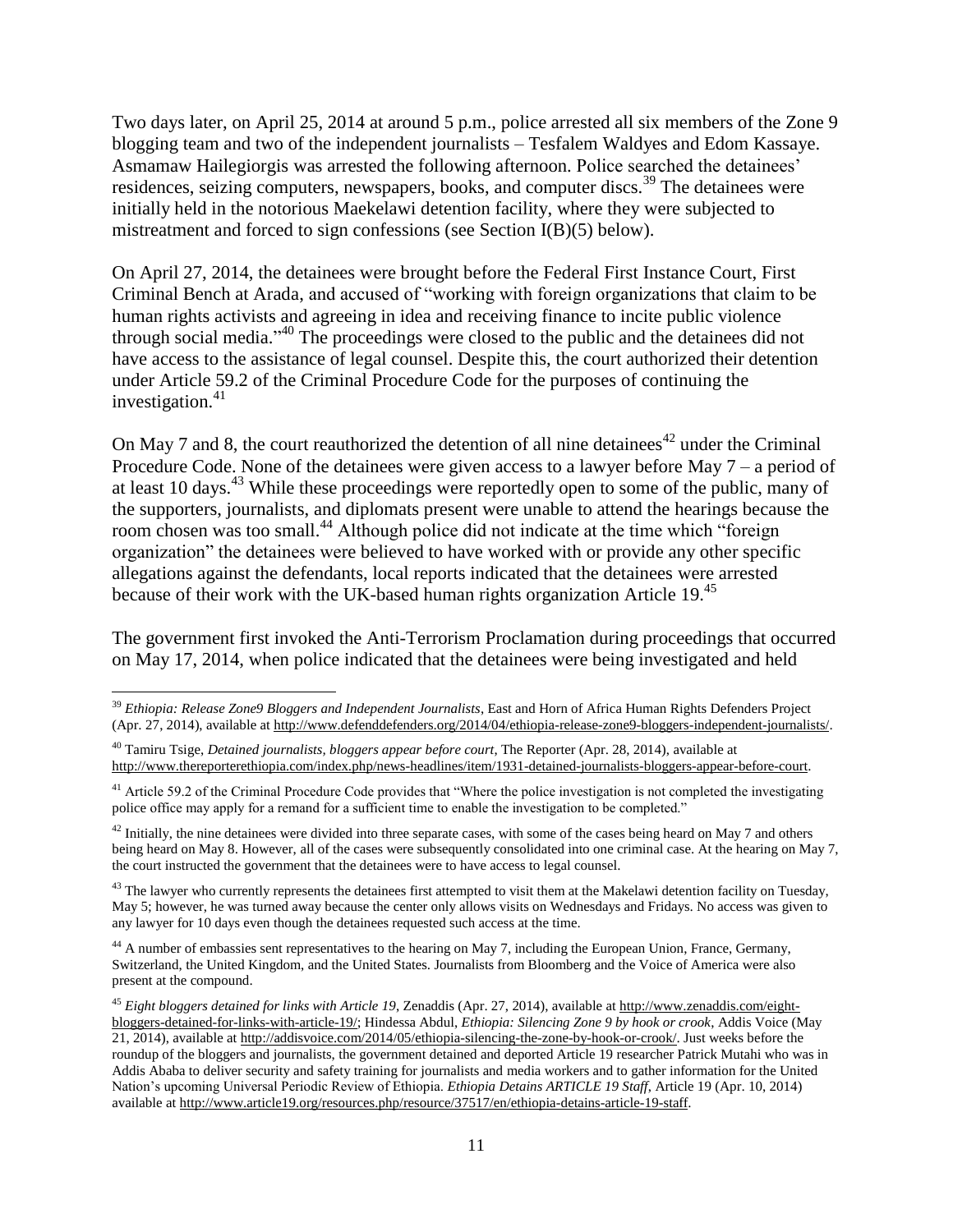Two days later, on April 25, 2014 at around 5 p.m., police arrested all six members of the Zone 9 blogging team and two of the independent journalists – Tesfalem Waldyes and Edom Kassaye. Asmamaw Hailegiorgis was arrested the following afternoon. Police searched the detainees' residences, seizing computers, newspapers, books, and computer discs.[39] The detainees were initially held in the notorious Maekelawi detention facility, where they were subjected to mistreatment and forced to sign confessions (see Section I(B)(5) below).

On April 27, 2014, the detainees were brought before the Federal First Instance Court, First Criminal Bench at Arada, and accused of "working with foreign organizations that claim to be human rights activists and agreeing in idea and receiving finance to incite public violence through social media."[40] The proceedings were closed to the public and the detainees did not have access to the assistance of legal counsel. Despite this, the court authorized their detention under Article 59.2 of the Criminal Procedure Code for the purposes of continuing the investigation.[41]

On May 7 and 8, the court reauthorized the detention of all nine detainees[42] under the Criminal Procedure Code. None of the detainees were given access to a lawyer before May 7 – a period of at least 10 days.[43] While these proceedings were reportedly open to some of the public, many of the supporters, journalists, and diplomats present were unable to attend the hearings because the room chosen was too small.[44] Although police did not indicate at the time which "foreign organization" the detainees were believed to have worked with or provide any other specific allegations against the defendants, local reports indicated that the detainees were arrested because of their work with the UK-based human rights organization Article 19.[45]

The government first invoked the Anti-Terrorism Proclamation during proceedings that occurred on May 17, 2014, when police indicated that the detainees were being investigated and held

---

[39] *Ethiopia: Release Zone9 Bloggers and Independent Journalists*, East and Horn of Africa Human Rights Defenders Project (Apr. 27, 2014), available at http://www.defenddefenders.org/2014/04/ethiopia-release-zone9-bloggers-independent-journalists/.

[40] Tamiru Tsige, *Detained journalists, bloggers appear before court*, The Reporter (Apr. 28, 2014), available at http://www.thereporterethiopia.com/index.php/news-headlines/item/1931-detained-journalists-bloggers-appear-before-court.

[41] Article 59.2 of the Criminal Procedure Code provides that "Where the police investigation is not completed the investigating police office may apply for a remand for a sufficient time to enable the investigation to be completed."

[42] Initially, the nine detainees were divided into three separate cases, with some of the cases being heard on May 7 and others being heard on May 8. However, all of the cases were subsequently consolidated into one criminal case. At the hearing on May 7, the court instructed the government that the detainees were to have access to legal counsel.

[43] The lawyer who currently represents the detainees first attempted to visit them at the Makelawi detention facility on Tuesday, May 5; however, he was turned away because the center only allows visits on Wednesdays and Fridays. No access was given to any lawyer for 10 days even though the detainees requested such access at the time.

[44] A number of embassies sent representatives to the hearing on May 7, including the European Union, France, Germany, Switzerland, the United Kingdom, and the United States. Journalists from Bloomberg and the Voice of America were also present at the compound.

[45] *Eight bloggers detained for links with Article 19*, Zenaddis (Apr. 27, 2014), available at http://www.zenaddis.com/eight-bloggers-detained-for-links-with-article-19/; Hindessa Abdul, *Ethiopia: Silencing Zone 9 by hook or crook*, Addis Voice (May 21, 2014), available at http://addisvoice.com/2014/05/ethiopia-silencing-the-zone-by-hook-or-crook/. Just weeks before the roundup of the bloggers and journalists, the government detained and deported Article 19 researcher Patrick Mutahi who was in Addis Ababa to deliver security and safety training for journalists and media workers and to gather information for the United Nation's upcoming Universal Periodic Review of Ethiopia. *Ethiopia Detains ARTICLE 19 Staff*, Article 19 (Apr. 10, 2014) available at http://www.article19.org/resources.php/resource/37517/en/ethiopia-detains-article-19-staff.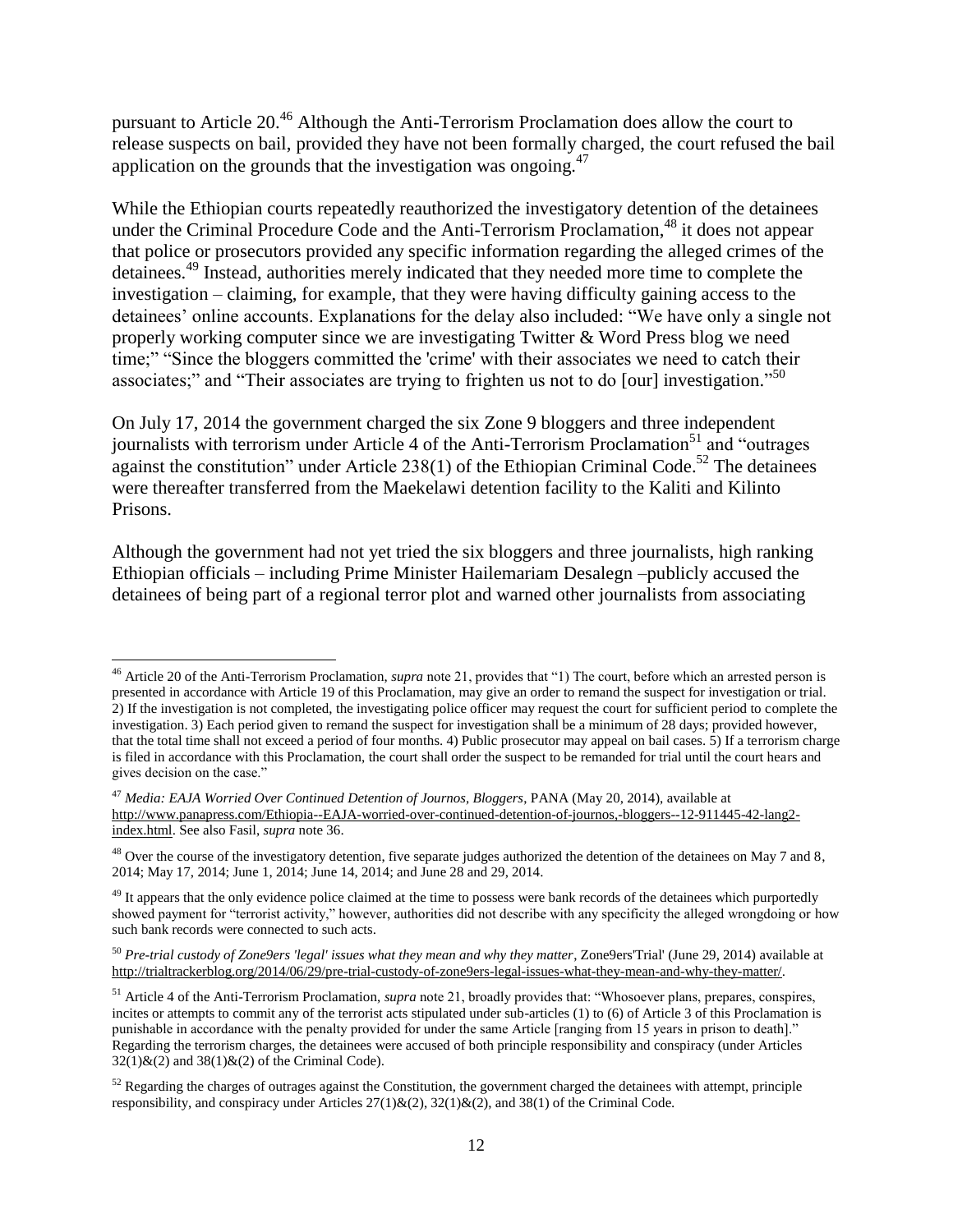pursuant to Article 20.[46] Although the Anti-Terrorism Proclamation does allow the court to release suspects on bail, provided they have not been formally charged, the court refused the bail application on the grounds that the investigation was ongoing.[47]

While the Ethiopian courts repeatedly reauthorized the investigatory detention of the detainees under the Criminal Procedure Code and the Anti-Terrorism Proclamation,[48] it does not appear that police or prosecutors provided any specific information regarding the alleged crimes of the detainees.[49] Instead, authorities merely indicated that they needed more time to complete the investigation – claiming, for example, that they were having difficulty gaining access to the detainees' online accounts. Explanations for the delay also included: "We have only a single not properly working computer since we are investigating Twitter & Word Press blog we need time;" "Since the bloggers committed the 'crime' with their associates we need to catch their associates;" and "Their associates are trying to frighten us not to do [our] investigation."[50]

On July 17, 2014 the government charged the six Zone 9 bloggers and three independent journalists with terrorism under Article 4 of the Anti-Terrorism Proclamation[51] and "outrages against the constitution" under Article 238(1) of the Ethiopian Criminal Code.[52] The detainees were thereafter transferred from the Maekelawi detention facility to the Kaliti and Kilinto Prisons.

Although the government had not yet tried the six bloggers and three journalists, high ranking Ethiopian officials – including Prime Minister Hailemariam Desalegn –publicly accused the detainees of being part of a regional terror plot and warned other journalists from associating

---

[46] Article 20 of the Anti-Terrorism Proclamation, *supra* note 21, provides that "1) The court, before which an arrested person is presented in accordance with Article 19 of this Proclamation, may give an order to remand the suspect for investigation or trial. 2) If the investigation is not completed, the investigating police officer may request the court for sufficient period to complete the investigation. 3) Each period given to remand the suspect for investigation shall be a minimum of 28 days; provided however, that the total time shall not exceed a period of four months. 4) Public prosecutor may appeal on bail cases. 5) If a terrorism charge is filed in accordance with this Proclamation, the court shall order the suspect to be remanded for trial until the court hears and gives decision on the case."

[47] *Media: EAJA Worried Over Continued Detention of Journos, Bloggers*, PANA (May 20, 2014), available at http://www.panapress.com/Ethiopia--EAJA-worried-over-continued-detention-of-journos,-bloggers--12-911445-42-lang2-index.html. See also Fasil, *supra* note 36.

[48] Over the course of the investigatory detention, five separate judges authorized the detention of the detainees on May 7 and 8, 2014; May 17, 2014; June 1, 2014; June 14, 2014; and June 28 and 29, 2014.

[49] It appears that the only evidence police claimed at the time to possess were bank records of the detainees which purportedly showed payment for "terrorist activity," however, authorities did not describe with any specificity the alleged wrongdoing or how such bank records were connected to such acts.

[50] *Pre-trial custody of Zone9ers 'legal' issues what they mean and why they matter*, Zone9ers'Trial' (June 29, 2014) available at http://trialtrackerblog.org/2014/06/29/pre-trial-custody-of-zone9ers-legal-issues-what-they-mean-and-why-they-matter/.

[51] Article 4 of the Anti-Terrorism Proclamation, *supra* note 21, broadly provides that: "Whosoever plans, prepares, conspires, incites or attempts to commit any of the terrorist acts stipulated under sub-articles (1) to (6) of Article 3 of this Proclamation is punishable in accordance with the penalty provided for under the same Article [ranging from 15 years in prison to death]." Regarding the terrorism charges, the detainees were accused of both principle responsibility and conspiracy (under Articles 32(1)&(2) and 38(1)&(2) of the Criminal Code).

[52] Regarding the charges of outrages against the Constitution, the government charged the detainees with attempt, principle responsibility, and conspiracy under Articles 27(1)&(2), 32(1)&(2), and 38(1) of the Criminal Code.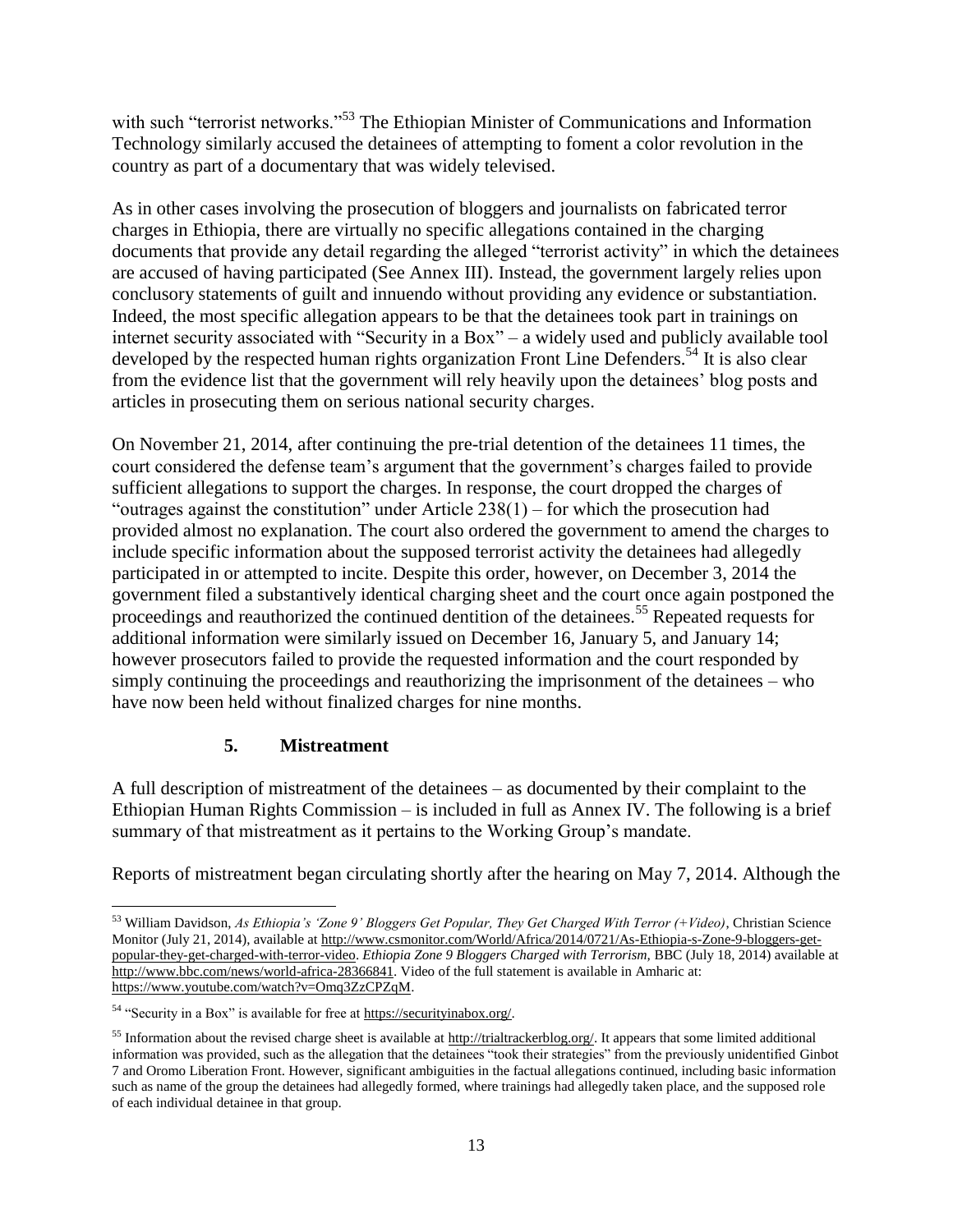with such "terrorist networks."[53] The Ethiopian Minister of Communications and Information Technology similarly accused the detainees of attempting to foment a color revolution in the country as part of a documentary that was widely televised.

As in other cases involving the prosecution of bloggers and journalists on fabricated terror charges in Ethiopia, there are virtually no specific allegations contained in the charging documents that provide any detail regarding the alleged "terrorist activity" in which the detainees are accused of having participated (See Annex III). Instead, the government largely relies upon conclusory statements of guilt and innuendo without providing any evidence or substantiation. Indeed, the most specific allegation appears to be that the detainees took part in trainings on internet security associated with "Security in a Box" – a widely used and publicly available tool developed by the respected human rights organization Front Line Defenders.[54] It is also clear from the evidence list that the government will rely heavily upon the detainees' blog posts and articles in prosecuting them on serious national security charges.

On November 21, 2014, after continuing the pre-trial detention of the detainees 11 times, the court considered the defense team's argument that the government's charges failed to provide sufficient allegations to support the charges. In response, the court dropped the charges of "outrages against the constitution" under Article 238(1) – for which the prosecution had provided almost no explanation. The court also ordered the government to amend the charges to include specific information about the supposed terrorist activity the detainees had allegedly participated in or attempted to incite. Despite this order, however, on December 3, 2014 the government filed a substantively identical charging sheet and the court once again postponed the proceedings and reauthorized the continued dentition of the detainees.[55] Repeated requests for additional information were similarly issued on December 16, January 5, and January 14; however prosecutors failed to provide the requested information and the court responded by simply continuing the proceedings and reauthorizing the imprisonment of the detainees – who have now been held without finalized charges for nine months.

### 5. Mistreatment

A full description of mistreatment of the detainees – as documented by their complaint to the Ethiopian Human Rights Commission – is included in full as Annex IV. The following is a brief summary of that mistreatment as it pertains to the Working Group's mandate.

Reports of mistreatment began circulating shortly after the hearing on May 7, 2014. Although the

---

[53] William Davidson, *As Ethiopia's 'Zone 9' Bloggers Get Popular, They Get Charged With Terror (+Video)*, Christian Science Monitor (July 21, 2014), available at http://www.csmonitor.com/World/Africa/2014/0721/As-Ethiopia-s-Zone-9-bloggers-get-popular-they-get-charged-with-terror-video. *Ethiopia Zone 9 Bloggers Charged with Terrorism,* BBC (July 18, 2014) available at http://www.bbc.com/news/world-africa-28366841. Video of the full statement is available in Amharic at: https://www.youtube.com/watch?v=Omq3ZzCPZqM.

[54] "Security in a Box" is available for free at https://securityinabox.org/.

[55] Information about the revised charge sheet is available at http://trialtrackerblog.org/. It appears that some limited additional information was provided, such as the allegation that the detainees "took their strategies" from the previously unidentified Ginbot 7 and Oromo Liberation Front. However, significant ambiguities in the factual allegations continued, including basic information such as name of the group the detainees had allegedly formed, where trainings had allegedly taken place, and the supposed role of each individual detainee in that group.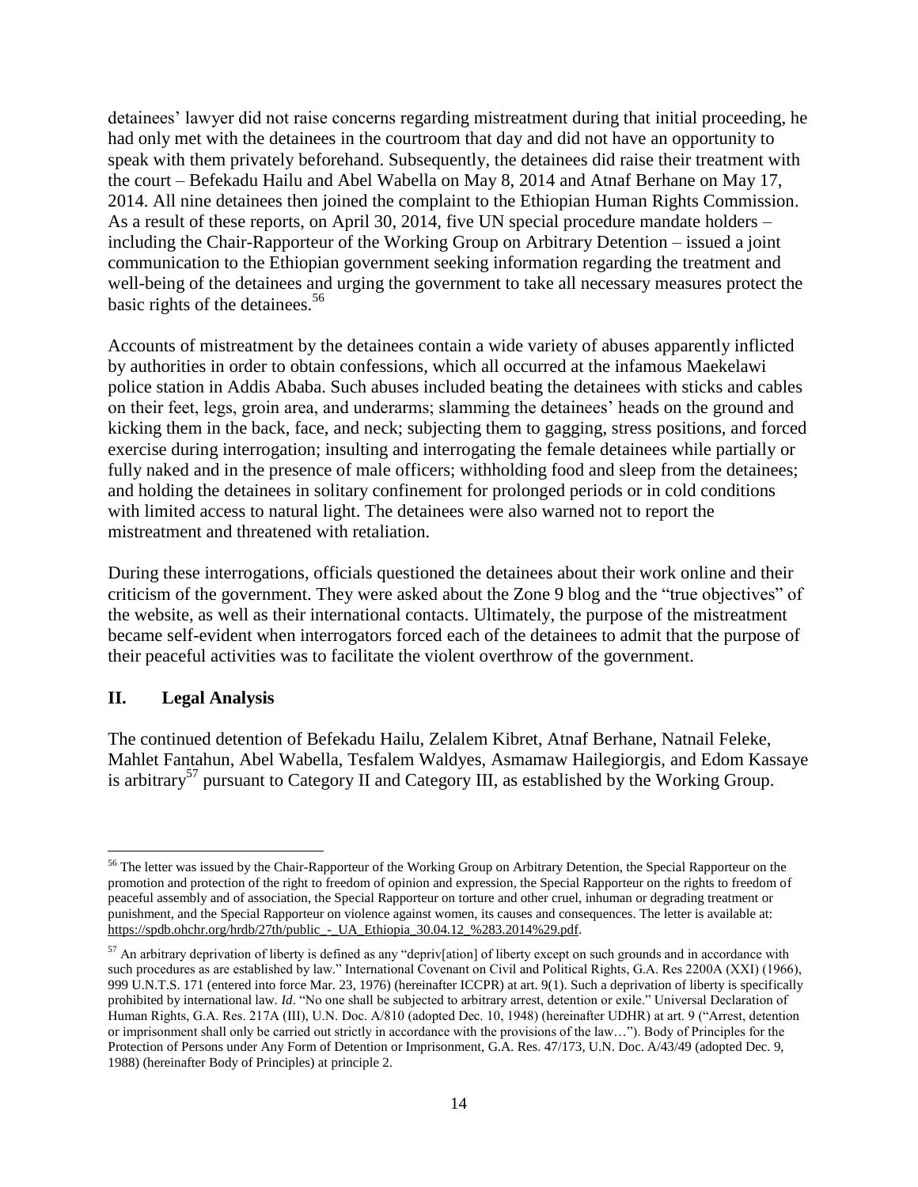detainees' lawyer did not raise concerns regarding mistreatment during that initial proceeding, he had only met with the detainees in the courtroom that day and did not have an opportunity to speak with them privately beforehand. Subsequently, the detainees did raise their treatment with the court – Befekadu Hailu and Abel Wabella on May 8, 2014 and Atnaf Berhane on May 17, 2014. All nine detainees then joined the complaint to the Ethiopian Human Rights Commission. As a result of these reports, on April 30, 2014, five UN special procedure mandate holders – including the Chair-Rapporteur of the Working Group on Arbitrary Detention – issued a joint communication to the Ethiopian government seeking information regarding the treatment and well-being of the detainees and urging the government to take all necessary measures protect the basic rights of the detainees.[56]

Accounts of mistreatment by the detainees contain a wide variety of abuses apparently inflicted by authorities in order to obtain confessions, which all occurred at the infamous Maekelawi police station in Addis Ababa. Such abuses included beating the detainees with sticks and cables on their feet, legs, groin area, and underarms; slamming the detainees' heads on the ground and kicking them in the back, face, and neck; subjecting them to gagging, stress positions, and forced exercise during interrogation; insulting and interrogating the female detainees while partially or fully naked and in the presence of male officers; withholding food and sleep from the detainees; and holding the detainees in solitary confinement for prolonged periods or in cold conditions with limited access to natural light. The detainees were also warned not to report the mistreatment and threatened with retaliation.

During these interrogations, officials questioned the detainees about their work online and their criticism of the government. They were asked about the Zone 9 blog and the "true objectives" of the website, as well as their international contacts. Ultimately, the purpose of the mistreatment became self-evident when interrogators forced each of the detainees to admit that the purpose of their peaceful activities was to facilitate the violent overthrow of the government.

## II. Legal Analysis

The continued detention of Befekadu Hailu, Zelalem Kibret, Atnaf Berhane, Natnail Feleke, Mahlet Fantahun, Abel Wabella, Tesfalem Waldyes, Asmamaw Hailegiorgis, and Edom Kassaye is arbitrary[57] pursuant to Category II and Category III, as established by the Working Group.

---

[56] The letter was issued by the Chair-Rapporteur of the Working Group on Arbitrary Detention, the Special Rapporteur on the promotion and protection of the right to freedom of opinion and expression, the Special Rapporteur on the rights to freedom of peaceful assembly and of association, the Special Rapporteur on torture and other cruel, inhuman or degrading treatment or punishment, and the Special Rapporteur on violence against women, its causes and consequences. The letter is available at: https://spdb.ohchr.org/hrdb/27th/public_-_UA_Ethiopia_30.04.12_%283.2014%29.pdf.

[57] An arbitrary deprivation of liberty is defined as any "depriv[ation] of liberty except on such grounds and in accordance with such procedures as are established by law." International Covenant on Civil and Political Rights, G.A. Res 2200A (XXI) (1966), 999 U.N.T.S. 171 (entered into force Mar. 23, 1976) (hereinafter ICCPR) at art. 9(1). Such a deprivation of liberty is specifically prohibited by international law. *Id*. "No one shall be subjected to arbitrary arrest, detention or exile." Universal Declaration of Human Rights, G.A. Res. 217A (III), U.N. Doc. A/810 (adopted Dec. 10, 1948) (hereinafter UDHR) at art. 9 ("Arrest, detention or imprisonment shall only be carried out strictly in accordance with the provisions of the law…"). Body of Principles for the Protection of Persons under Any Form of Detention or Imprisonment, G.A. Res. 47/173, U.N. Doc. A/43/49 (adopted Dec. 9, 1988) (hereinafter Body of Principles) at principle 2.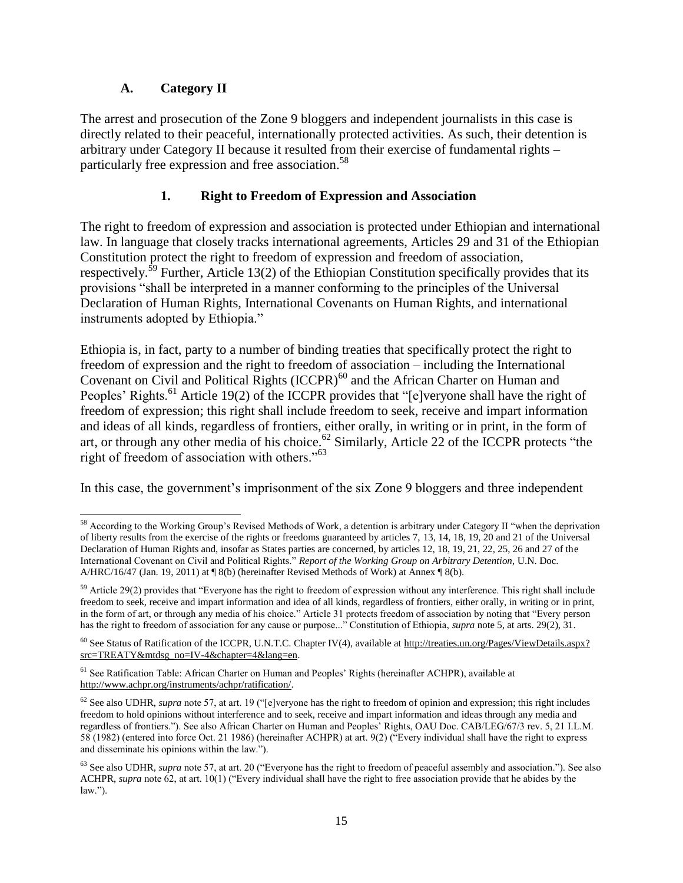### A. Category II

The arrest and prosecution of the Zone 9 bloggers and independent journalists in this case is directly related to their peaceful, internationally protected activities. As such, their detention is arbitrary under Category II because it resulted from their exercise of fundamental rights – particularly free expression and free association.[58]

#### 1. Right to Freedom of Expression and Association

The right to freedom of expression and association is protected under Ethiopian and international law. In language that closely tracks international agreements, Articles 29 and 31 of the Ethiopian Constitution protect the right to freedom of expression and freedom of association, respectively.[59] Further, Article 13(2) of the Ethiopian Constitution specifically provides that its provisions "shall be interpreted in a manner conforming to the principles of the Universal Declaration of Human Rights, International Covenants on Human Rights, and international instruments adopted by Ethiopia."

Ethiopia is, in fact, party to a number of binding treaties that specifically protect the right to freedom of expression and the right to freedom of association – including the International Covenant on Civil and Political Rights (ICCPR)[60] and the African Charter on Human and Peoples' Rights.[61] Article 19(2) of the ICCPR provides that "[e]veryone shall have the right of freedom of expression; this right shall include freedom to seek, receive and impart information and ideas of all kinds, regardless of frontiers, either orally, in writing or in print, in the form of art, or through any other media of his choice.[62] Similarly, Article 22 of the ICCPR protects "the right of freedom of association with others."[63]

In this case, the government's imprisonment of the six Zone 9 bloggers and three independent

---

[58] According to the Working Group's Revised Methods of Work, a detention is arbitrary under Category II "when the deprivation of liberty results from the exercise of the rights or freedoms guaranteed by articles 7, 13, 14, 18, 19, 20 and 21 of the Universal Declaration of Human Rights and, insofar as States parties are concerned, by articles 12, 18, 19, 21, 22, 25, 26 and 27 of the International Covenant on Civil and Political Rights." *Report of the Working Group on Arbitrary Detention*, U.N. Doc. A/HRC/16/47 (Jan. 19, 2011) at ¶ 8(b) (hereinafter Revised Methods of Work) at Annex ¶ 8(b).

[59] Article 29(2) provides that "Everyone has the right to freedom of expression without any interference. This right shall include freedom to seek, receive and impart information and idea of all kinds, regardless of frontiers, either orally, in writing or in print, in the form of art, or through any media of his choice." Article 31 protects freedom of association by noting that "Every person has the right to freedom of association for any cause or purpose..." Constitution of Ethiopia, *supra* note 5, at arts. 29(2), 31.

[60] See Status of Ratification of the ICCPR, U.N.T.C. Chapter IV(4), available at http://treaties.un.org/Pages/ViewDetails.aspx?src=TREATY&mtdsg_no=IV-4&chapter=4&lang=en.

[61] See Ratification Table: African Charter on Human and Peoples' Rights (hereinafter ACHPR), available at http://www.achpr.org/instruments/achpr/ratification/.

[62] See also UDHR, *supra* note 57, at art. 19 ("[e]veryone has the right to freedom of opinion and expression; this right includes freedom to hold opinions without interference and to seek, receive and impart information and ideas through any media and regardless of frontiers."). See also African Charter on Human and Peoples' Rights, OAU Doc. CAB/LEG/67/3 rev. 5, 21 I.L.M. 58 (1982) (entered into force Oct. 21 1986) (hereinafter ACHPR) at art. 9(2) ("Every individual shall have the right to express and disseminate his opinions within the law.").

[63] See also UDHR, *supra* note 57, at art. 20 ("Everyone has the right to freedom of peaceful assembly and association."). See also ACHPR, *supra* note 62, at art. 10(1) ("Every individual shall have the right to free association provide that he abides by the law.").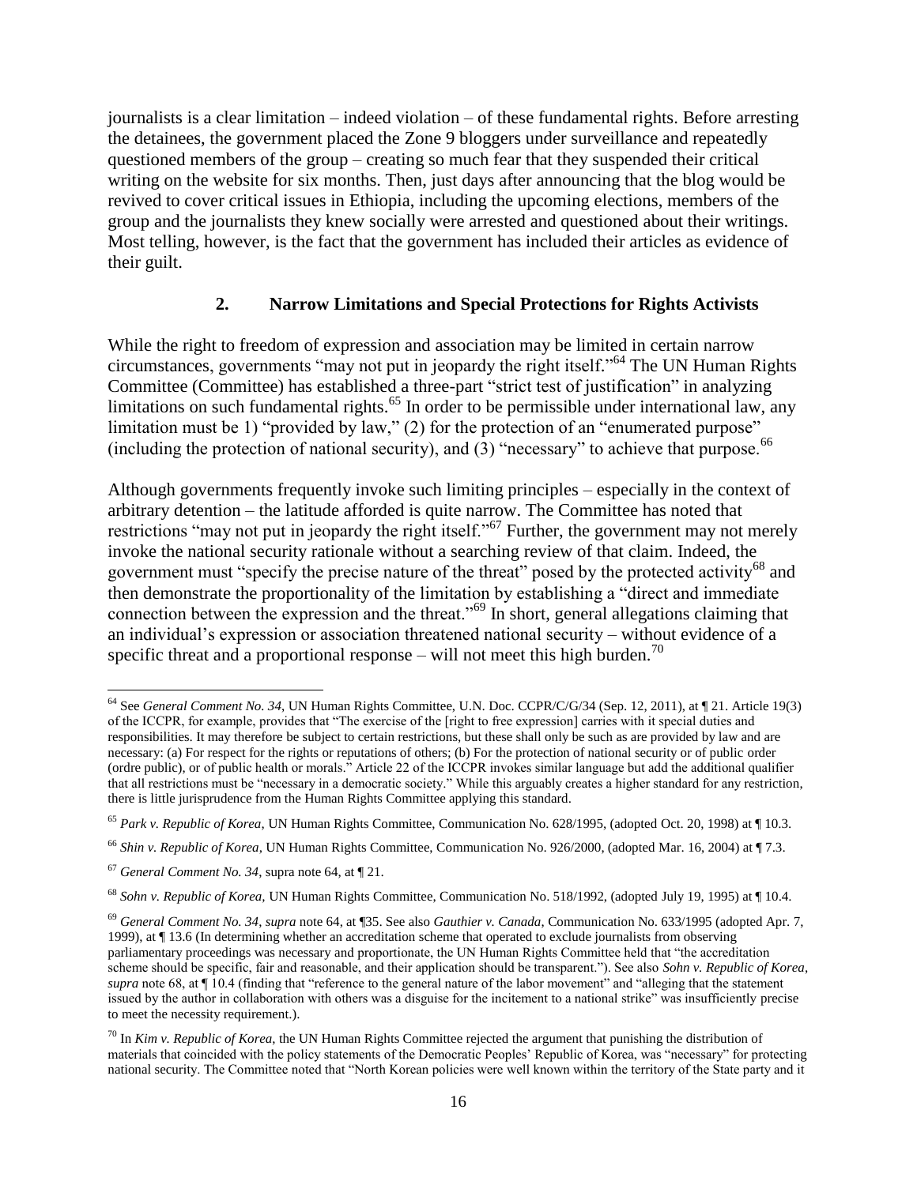journalists is a clear limitation – indeed violation – of these fundamental rights. Before arresting the detainees, the government placed the Zone 9 bloggers under surveillance and repeatedly questioned members of the group – creating so much fear that they suspended their critical writing on the website for six months. Then, just days after announcing that the blog would be revived to cover critical issues in Ethiopia, including the upcoming elections, members of the group and the journalists they knew socially were arrested and questioned about their writings. Most telling, however, is the fact that the government has included their articles as evidence of their guilt.

### 2. Narrow Limitations and Special Protections for Rights Activists

While the right to freedom of expression and association may be limited in certain narrow circumstances, governments "may not put in jeopardy the right itself."[64] The UN Human Rights Committee (Committee) has established a three-part "strict test of justification" in analyzing limitations on such fundamental rights.[65] In order to be permissible under international law, any limitation must be 1) "provided by law," (2) for the protection of an "enumerated purpose" (including the protection of national security), and (3) "necessary" to achieve that purpose.[66]

Although governments frequently invoke such limiting principles – especially in the context of arbitrary detention – the latitude afforded is quite narrow. The Committee has noted that restrictions "may not put in jeopardy the right itself."[67] Further, the government may not merely invoke the national security rationale without a searching review of that claim. Indeed, the government must "specify the precise nature of the threat" posed by the protected activity[68] and then demonstrate the proportionality of the limitation by establishing a "direct and immediate connection between the expression and the threat."[69] In short, general allegations claiming that an individual's expression or association threatened national security – without evidence of a specific threat and a proportional response – will not meet this high burden.[70]

---

[64] See *General Comment No. 34*, UN Human Rights Committee, U.N. Doc. CCPR/C/G/34 (Sep. 12, 2011), at ¶ 21. Article 19(3) of the ICCPR, for example, provides that "The exercise of the [right to free expression] carries with it special duties and responsibilities. It may therefore be subject to certain restrictions, but these shall only be such as are provided by law and are necessary: (a) For respect for the rights or reputations of others; (b) For the protection of national security or of public order (ordre public), or of public health or morals." Article 22 of the ICCPR invokes similar language but add the additional qualifier that all restrictions must be "necessary in a democratic society." While this arguably creates a higher standard for any restriction, there is little jurisprudence from the Human Rights Committee applying this standard.

[65] *Park v. Republic of Korea*, UN Human Rights Committee, Communication No. 628/1995, (adopted Oct. 20, 1998) at ¶ 10.3.

[66] *Shin v. Republic of Korea*, UN Human Rights Committee, Communication No. 926/2000, (adopted Mar. 16, 2004) at ¶ 7.3.

[67] *General Comment No. 34*, supra note 64, at ¶ 21.

[68] *Sohn v. Republic of Korea*, UN Human Rights Committee, Communication No. 518/1992, (adopted July 19, 1995) at ¶ 10.4.

[69] *General Comment No. 34*, *supra* note 64, at ¶35. See also *Gauthier v. Canada*, Communication No. 633/1995 (adopted Apr. 7, 1999), at ¶ 13.6 (In determining whether an accreditation scheme that operated to exclude journalists from observing parliamentary proceedings was necessary and proportionate, the UN Human Rights Committee held that "the accreditation scheme should be specific, fair and reasonable, and their application should be transparent."). See also *Sohn v. Republic of Korea*, *supra* note 68, at ¶ 10.4 (finding that "reference to the general nature of the labor movement" and "alleging that the statement issued by the author in collaboration with others was a disguise for the incitement to a national strike" was insufficiently precise to meet the necessity requirement.).

[70] In *Kim v. Republic of Korea*, the UN Human Rights Committee rejected the argument that punishing the distribution of materials that coincided with the policy statements of the Democratic Peoples' Republic of Korea, was "necessary" for protecting national security. The Committee noted that "North Korean policies were well known within the territory of the State party and it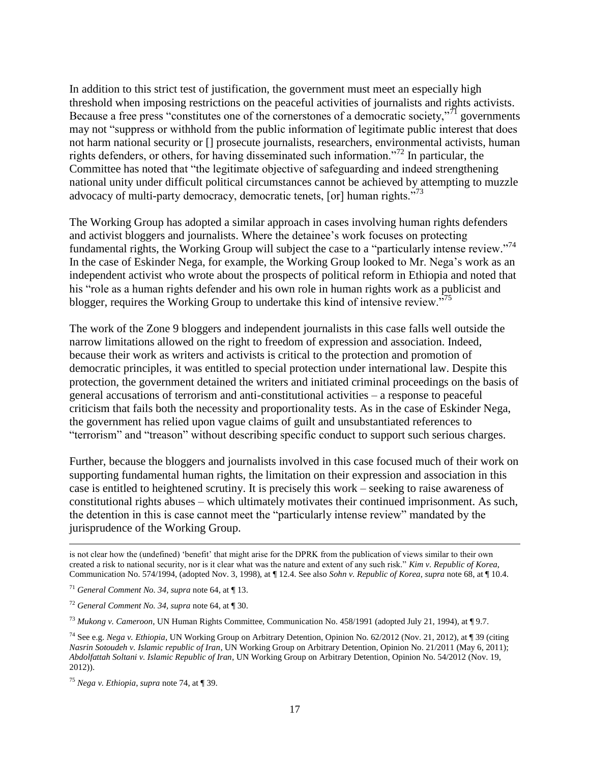In addition to this strict test of justification, the government must meet an especially high threshold when imposing restrictions on the peaceful activities of journalists and rights activists. Because a free press "constitutes one of the cornerstones of a democratic society,"[71] governments may not "suppress or withhold from the public information of legitimate public interest that does not harm national security or [] prosecute journalists, researchers, environmental activists, human rights defenders, or others, for having disseminated such information."[72] In particular, the Committee has noted that "the legitimate objective of safeguarding and indeed strengthening national unity under difficult political circumstances cannot be achieved by attempting to muzzle advocacy of multi-party democracy, democratic tenets, [or] human rights."[73]

The Working Group has adopted a similar approach in cases involving human rights defenders and activist bloggers and journalists. Where the detainee's work focuses on protecting fundamental rights, the Working Group will subject the case to a "particularly intense review."[74] In the case of Eskinder Nega, for example, the Working Group looked to Mr. Nega's work as an independent activist who wrote about the prospects of political reform in Ethiopia and noted that his "role as a human rights defender and his own role in human rights work as a publicist and blogger, requires the Working Group to undertake this kind of intensive review."[75]

The work of the Zone 9 bloggers and independent journalists in this case falls well outside the narrow limitations allowed on the right to freedom of expression and association. Indeed, because their work as writers and activists is critical to the protection and promotion of democratic principles, it was entitled to special protection under international law. Despite this protection, the government detained the writers and initiated criminal proceedings on the basis of general accusations of terrorism and anti-constitutional activities – a response to peaceful criticism that fails both the necessity and proportionality tests. As in the case of Eskinder Nega, the government has relied upon vague claims of guilt and unsubstantiated references to "terrorism" and "treason" without describing specific conduct to support such serious charges.

Further, because the bloggers and journalists involved in this case focused much of their work on supporting fundamental human rights, the limitation on their expression and association in this case is entitled to heightened scrutiny. It is precisely this work – seeking to raise awareness of constitutional rights abuses – which ultimately motivates their continued imprisonment. As such, the detention in this is case cannot meet the "particularly intense review" mandated by the jurisprudence of the Working Group.

---

is not clear how the (undefined) 'benefit' that might arise for the DPRK from the publication of views similar to their own created a risk to national security, nor is it clear what was the nature and extent of any such risk." *Kim v. Republic of Korea*, Communication No. 574/1994, (adopted Nov. 3, 1998), at ¶ 12.4. See also *Sohn v. Republic of Korea*, *supra* note 68, at ¶ 10.4.

[71] *General Comment No. 34*, *supra* note 64, at ¶ 13.

[72] *General Comment No. 34*, *supra* note 64, at ¶ 30.

[73] *Mukong v. Cameroon*, UN Human Rights Committee, Communication No. 458/1991 (adopted July 21, 1994), at ¶ 9.7.

[74] See e.g. *Nega v. Ethiopia*, UN Working Group on Arbitrary Detention, Opinion No. 62/2012 (Nov. 21, 2012), at ¶ 39 (citing *Nasrin Sotoudeh v. Islamic republic of Iran*, UN Working Group on Arbitrary Detention, Opinion No. 21/2011 (May 6, 2011); *Abdolfattah Soltani v. Islamic Republic of Iran*, UN Working Group on Arbitrary Detention, Opinion No. 54/2012 (Nov. 19, 2012)).

[75] *Nega v. Ethiopia*, *supra* note 74, at ¶ 39.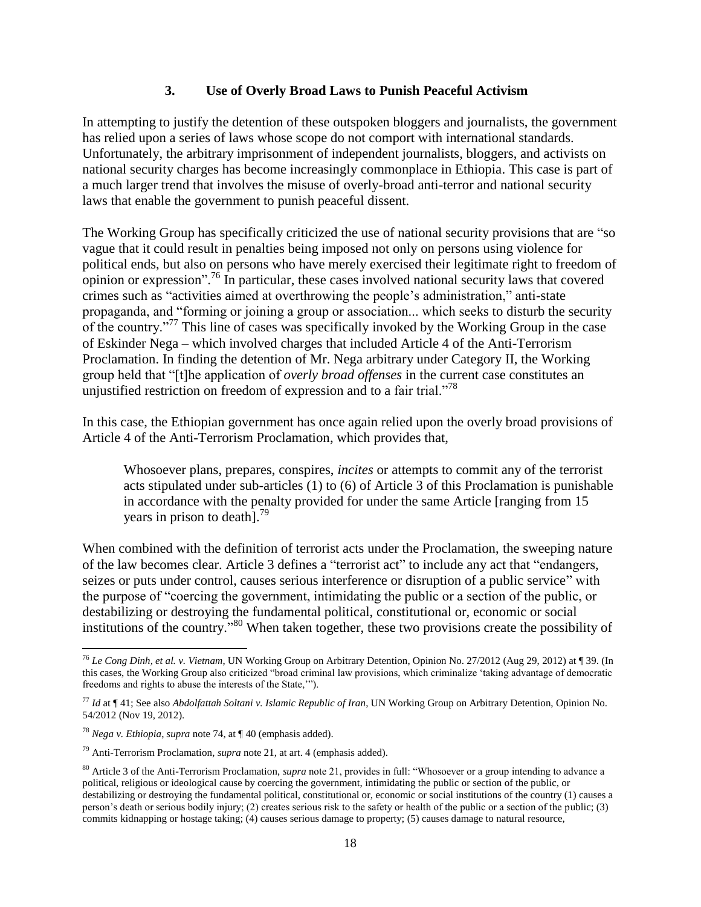### 3. Use of Overly Broad Laws to Punish Peaceful Activism

In attempting to justify the detention of these outspoken bloggers and journalists, the government has relied upon a series of laws whose scope do not comport with international standards. Unfortunately, the arbitrary imprisonment of independent journalists, bloggers, and activists on national security charges has become increasingly commonplace in Ethiopia. This case is part of a much larger trend that involves the misuse of overly-broad anti-terror and national security laws that enable the government to punish peaceful dissent.

The Working Group has specifically criticized the use of national security provisions that are "so vague that it could result in penalties being imposed not only on persons using violence for political ends, but also on persons who have merely exercised their legitimate right to freedom of opinion or expression".[76] In particular, these cases involved national security laws that covered crimes such as "activities aimed at overthrowing the people's administration," anti-state propaganda, and "forming or joining a group or association... which seeks to disturb the security of the country."[77] This line of cases was specifically invoked by the Working Group in the case of Eskinder Nega – which involved charges that included Article 4 of the Anti-Terrorism Proclamation. In finding the detention of Mr. Nega arbitrary under Category II, the Working group held that "[t]he application of *overly broad offenses* in the current case constitutes an unjustified restriction on freedom of expression and to a fair trial."[78]

In this case, the Ethiopian government has once again relied upon the overly broad provisions of Article 4 of the Anti-Terrorism Proclamation, which provides that,

> Whosoever plans, prepares, conspires, *incites* or attempts to commit any of the terrorist acts stipulated under sub-articles (1) to (6) of Article 3 of this Proclamation is punishable in accordance with the penalty provided for under the same Article [ranging from 15 years in prison to death].[79]

When combined with the definition of terrorist acts under the Proclamation, the sweeping nature of the law becomes clear. Article 3 defines a "terrorist act" to include any act that "endangers, seizes or puts under control, causes serious interference or disruption of a public service" with the purpose of "coercing the government, intimidating the public or a section of the public, or destabilizing or destroying the fundamental political, constitutional or, economic or social institutions of the country."[80] When taken together, these two provisions create the possibility of

---

[76] *Le Cong Dinh, et al. v. Vietnam*, UN Working Group on Arbitrary Detention, Opinion No. 27/2012 (Aug 29, 2012) at ¶ 39. (In this cases, the Working Group also criticized "broad criminal law provisions, which criminalize 'taking advantage of democratic freedoms and rights to abuse the interests of the State,'").

[77] *Id* at ¶ 41; See also *Abdolfattah Soltani v. Islamic Republic of Iran*, UN Working Group on Arbitrary Detention, Opinion No. 54/2012 (Nov 19, 2012).

[78] *Nega v. Ethiopia*, *supra* note 74, at ¶ 40 (emphasis added).

[79] Anti-Terrorism Proclamation, *supra* note 21, at art. 4 (emphasis added).

[80] Article 3 of the Anti-Terrorism Proclamation, *supra* note 21, provides in full: "Whosoever or a group intending to advance a political, religious or ideological cause by coercing the government, intimidating the public or section of the public, or destabilizing or destroying the fundamental political, constitutional or, economic or social institutions of the country (1) causes a person's death or serious bodily injury; (2) creates serious risk to the safety or health of the public or a section of the public; (3) commits kidnapping or hostage taking; (4) causes serious damage to property; (5) causes damage to natural resource,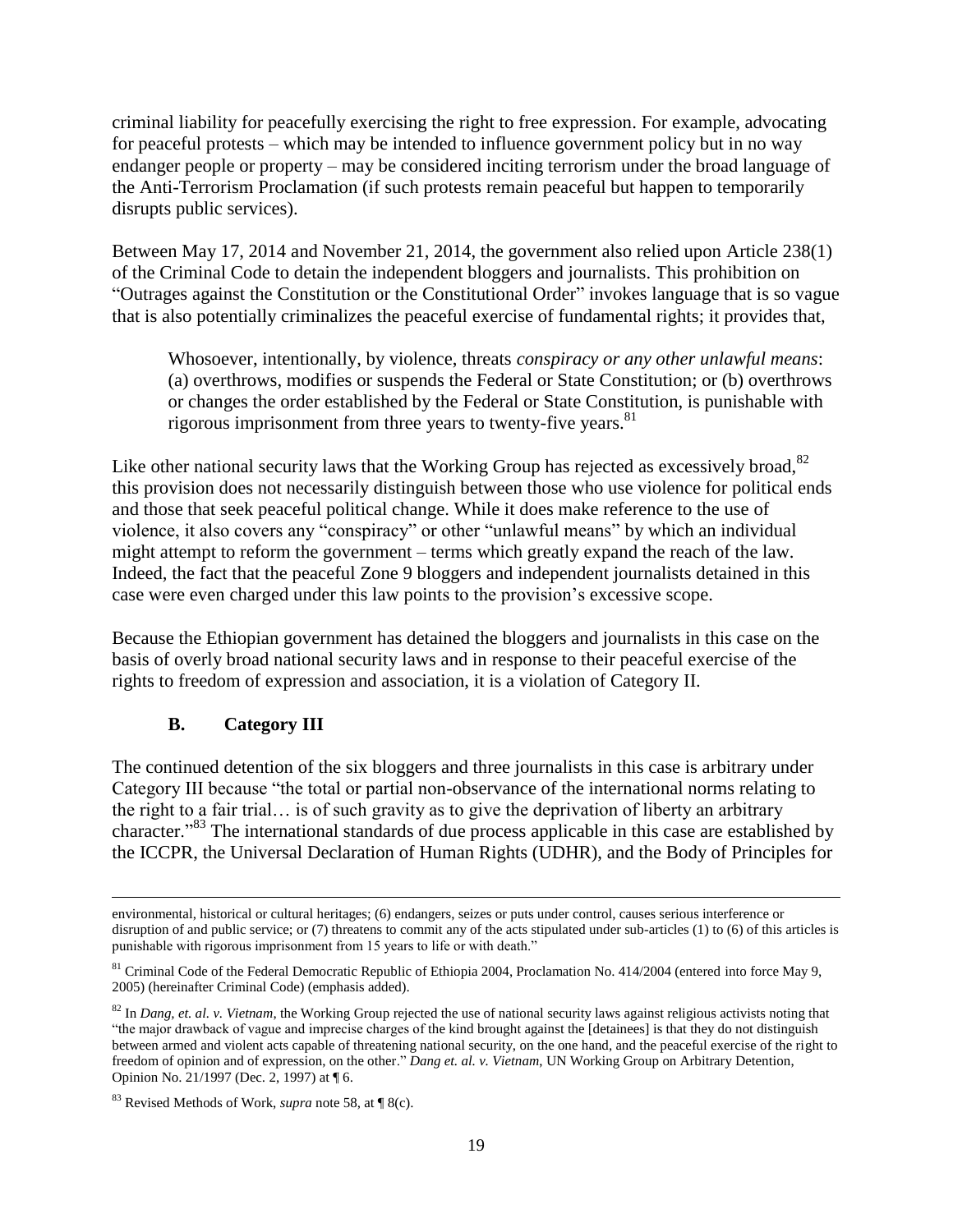criminal liability for peacefully exercising the right to free expression. For example, advocating for peaceful protests – which may be intended to influence government policy but in no way endanger people or property – may be considered inciting terrorism under the broad language of the Anti-Terrorism Proclamation (if such protests remain peaceful but happen to temporarily disrupts public services).

Between May 17, 2014 and November 21, 2014, the government also relied upon Article 238(1) of the Criminal Code to detain the independent bloggers and journalists. This prohibition on "Outrages against the Constitution or the Constitutional Order" invokes language that is so vague that is also potentially criminalizes the peaceful exercise of fundamental rights; it provides that,

> Whosoever, intentionally, by violence, threats *conspiracy or any other unlawful means*: (a) overthrows, modifies or suspends the Federal or State Constitution; or (b) overthrows or changes the order established by the Federal or State Constitution, is punishable with rigorous imprisonment from three years to twenty-five years.[81]

Like other national security laws that the Working Group has rejected as excessively broad,[82] this provision does not necessarily distinguish between those who use violence for political ends and those that seek peaceful political change. While it does make reference to the use of violence, it also covers any "conspiracy" or other "unlawful means" by which an individual might attempt to reform the government – terms which greatly expand the reach of the law. Indeed, the fact that the peaceful Zone 9 bloggers and independent journalists detained in this case were even charged under this law points to the provision's excessive scope.

Because the Ethiopian government has detained the bloggers and journalists in this case on the basis of overly broad national security laws and in response to their peaceful exercise of the rights to freedom of expression and association, it is a violation of Category II.

### B. Category III

The continued detention of the six bloggers and three journalists in this case is arbitrary under Category III because "the total or partial non-observance of the international norms relating to the right to a fair trial… is of such gravity as to give the deprivation of liberty an arbitrary character."[83] The international standards of due process applicable in this case are established by the ICCPR, the Universal Declaration of Human Rights (UDHR), and the Body of Principles for

---

environmental, historical or cultural heritages; (6) endangers, seizes or puts under control, causes serious interference or disruption of and public service; or (7) threatens to commit any of the acts stipulated under sub-articles (1) to (6) of this articles is punishable with rigorous imprisonment from 15 years to life or with death."

[81] Criminal Code of the Federal Democratic Republic of Ethiopia 2004, Proclamation No. 414/2004 (entered into force May 9, 2005) (hereinafter Criminal Code) (emphasis added).

[82] In *Dang, et. al. v. Vietnam*, the Working Group rejected the use of national security laws against religious activists noting that "the major drawback of vague and imprecise charges of the kind brought against the [detainees] is that they do not distinguish between armed and violent acts capable of threatening national security, on the one hand, and the peaceful exercise of the right to freedom of opinion and of expression, on the other." *Dang et. al. v. Vietnam*, UN Working Group on Arbitrary Detention, Opinion No. 21/1997 (Dec. 2, 1997) at ¶ 6.

[83] Revised Methods of Work, *supra* note 58, at ¶ 8(c).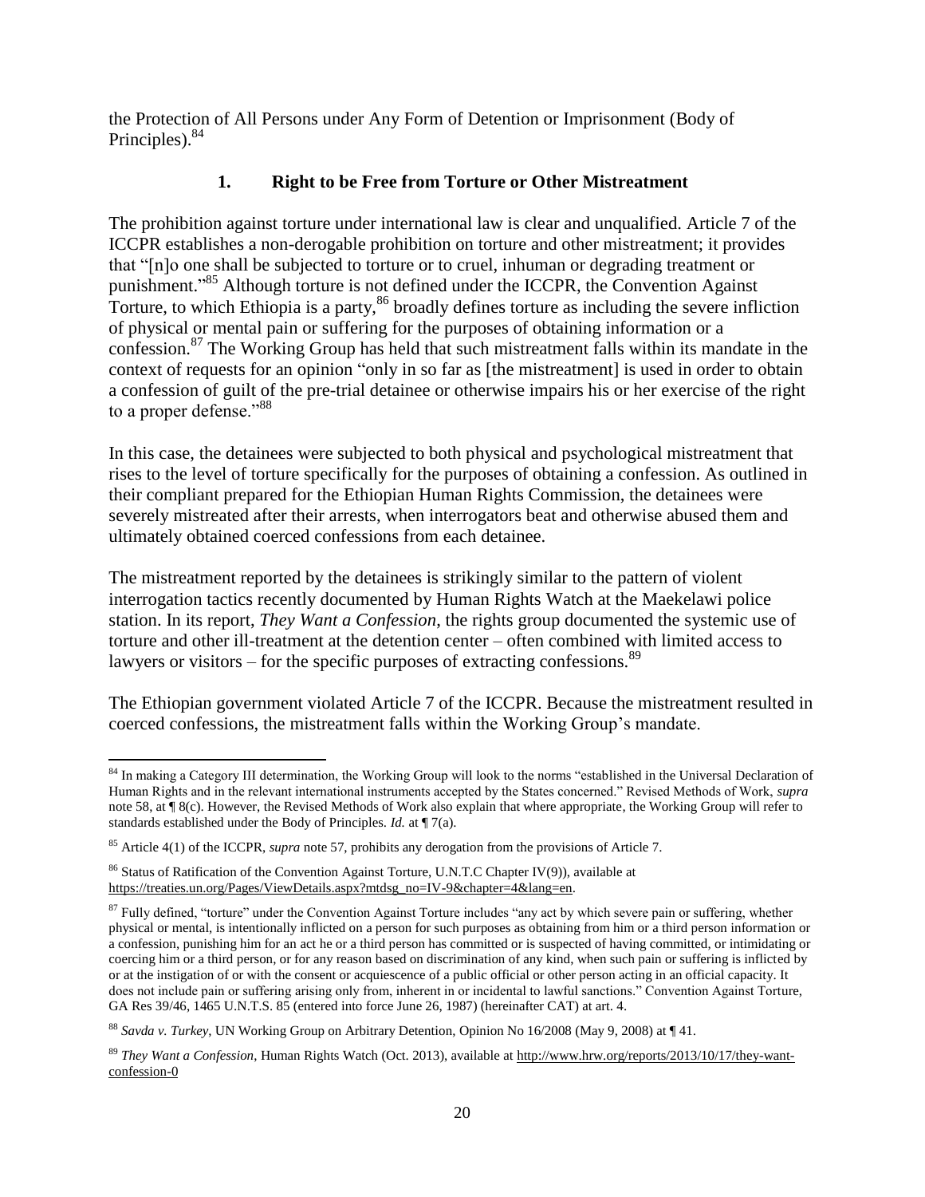the Protection of All Persons under Any Form of Detention or Imprisonment (Body of Principles).[84]

### 1. Right to be Free from Torture or Other Mistreatment

The prohibition against torture under international law is clear and unqualified. Article 7 of the ICCPR establishes a non-derogable prohibition on torture and other mistreatment; it provides that "[n]o one shall be subjected to torture or to cruel, inhuman or degrading treatment or punishment."[85] Although torture is not defined under the ICCPR, the Convention Against Torture, to which Ethiopia is a party,[86] broadly defines torture as including the severe infliction of physical or mental pain or suffering for the purposes of obtaining information or a confession.[87] The Working Group has held that such mistreatment falls within its mandate in the context of requests for an opinion "only in so far as [the mistreatment] is used in order to obtain a confession of guilt of the pre-trial detainee or otherwise impairs his or her exercise of the right to a proper defense."[88]

In this case, the detainees were subjected to both physical and psychological mistreatment that rises to the level of torture specifically for the purposes of obtaining a confession. As outlined in their compliant prepared for the Ethiopian Human Rights Commission, the detainees were severely mistreated after their arrests, when interrogators beat and otherwise abused them and ultimately obtained coerced confessions from each detainee.

The mistreatment reported by the detainees is strikingly similar to the pattern of violent interrogation tactics recently documented by Human Rights Watch at the Maekelawi police station. In its report, *They Want a Confession*, the rights group documented the systemic use of torture and other ill-treatment at the detention center – often combined with limited access to lawyers or visitors – for the specific purposes of extracting confessions.[89]

The Ethiopian government violated Article 7 of the ICCPR. Because the mistreatment resulted in coerced confessions, the mistreatment falls within the Working Group's mandate.

---

[84] In making a Category III determination, the Working Group will look to the norms "established in the Universal Declaration of Human Rights and in the relevant international instruments accepted by the States concerned." Revised Methods of Work, *supra* note 58, at ¶ 8(c). However, the Revised Methods of Work also explain that where appropriate, the Working Group will refer to standards established under the Body of Principles. *Id.* at ¶ 7(a).

[85] Article 4(1) of the ICCPR, *supra* note 57, prohibits any derogation from the provisions of Article 7.

[86] Status of Ratification of the Convention Against Torture, U.N.T.C Chapter IV(9)), available at https://treaties.un.org/Pages/ViewDetails.aspx?mtdsg_no=IV-9&chapter=4&lang=en.

[87] Fully defined, "torture" under the Convention Against Torture includes "any act by which severe pain or suffering, whether physical or mental, is intentionally inflicted on a person for such purposes as obtaining from him or a third person information or a confession, punishing him for an act he or a third person has committed or is suspected of having committed, or intimidating or coercing him or a third person, or for any reason based on discrimination of any kind, when such pain or suffering is inflicted by or at the instigation of or with the consent or acquiescence of a public official or other person acting in an official capacity. It does not include pain or suffering arising only from, inherent in or incidental to lawful sanctions." Convention Against Torture, GA Res 39/46, 1465 U.N.T.S. 85 (entered into force June 26, 1987) (hereinafter CAT) at art. 4.

[88] *Savda v. Turkey*, UN Working Group on Arbitrary Detention, Opinion No 16/2008 (May 9, 2008) at ¶ 41.

[89] *They Want a Confession*, Human Rights Watch (Oct. 2013), available at http://www.hrw.org/reports/2013/10/17/they-want-confession-0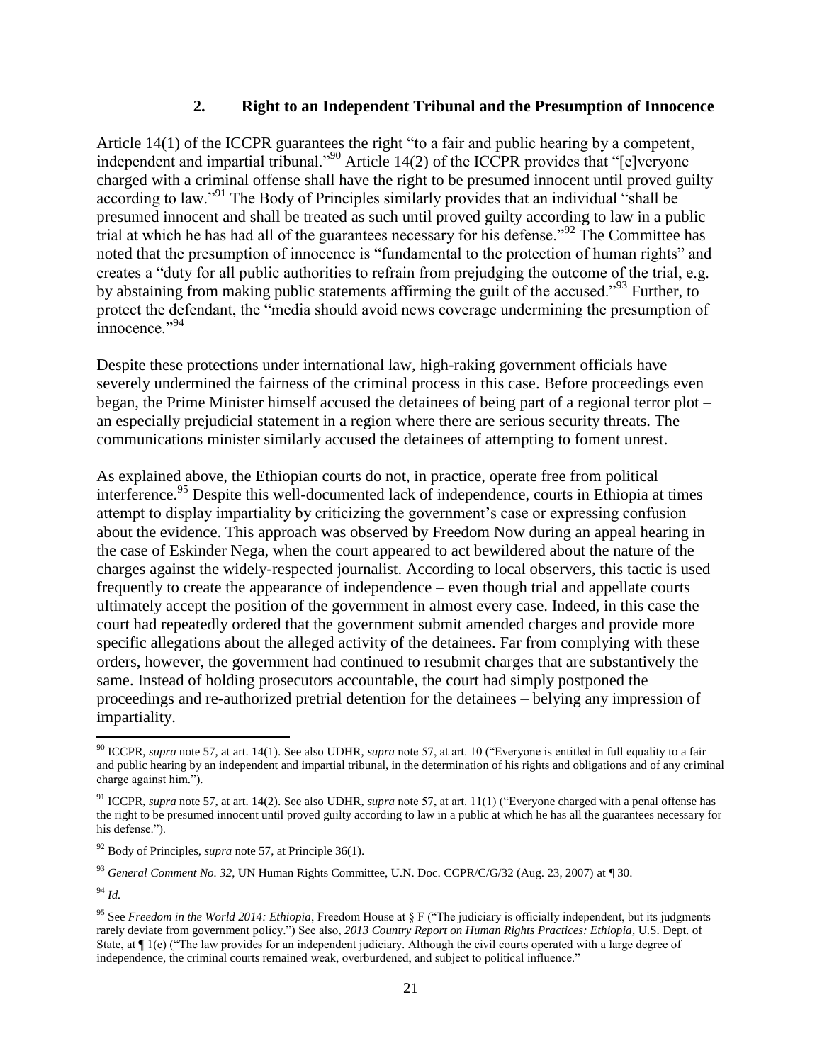### 2. Right to an Independent Tribunal and the Presumption of Innocence

Article 14(1) of the ICCPR guarantees the right "to a fair and public hearing by a competent, independent and impartial tribunal."[90] Article 14(2) of the ICCPR provides that "[e]veryone charged with a criminal offense shall have the right to be presumed innocent until proved guilty according to law."[91] The Body of Principles similarly provides that an individual "shall be presumed innocent and shall be treated as such until proved guilty according to law in a public trial at which he has had all of the guarantees necessary for his defense."[92] The Committee has noted that the presumption of innocence is "fundamental to the protection of human rights" and creates a "duty for all public authorities to refrain from prejudging the outcome of the trial, e.g. by abstaining from making public statements affirming the guilt of the accused."[93] Further, to protect the defendant, the "media should avoid news coverage undermining the presumption of innocence."[94]

Despite these protections under international law, high-raking government officials have severely undermined the fairness of the criminal process in this case. Before proceedings even began, the Prime Minister himself accused the detainees of being part of a regional terror plot – an especially prejudicial statement in a region where there are serious security threats. The communications minister similarly accused the detainees of attempting to foment unrest.

As explained above, the Ethiopian courts do not, in practice, operate free from political interference.[95] Despite this well-documented lack of independence, courts in Ethiopia at times attempt to display impartiality by criticizing the government's case or expressing confusion about the evidence. This approach was observed by Freedom Now during an appeal hearing in the case of Eskinder Nega, when the court appeared to act bewildered about the nature of the charges against the widely-respected journalist. According to local observers, this tactic is used frequently to create the appearance of independence – even though trial and appellate courts ultimately accept the position of the government in almost every case. Indeed, in this case the court had repeatedly ordered that the government submit amended charges and provide more specific allegations about the alleged activity of the detainees. Far from complying with these orders, however, the government had continued to resubmit charges that are substantively the same. Instead of holding prosecutors accountable, the court had simply postponed the proceedings and re-authorized pretrial detention for the detainees – belying any impression of impartiality.

---

[90] ICCPR, *supra* note 57, at art. 14(1). See also UDHR, *supra* note 57, at art. 10 ("Everyone is entitled in full equality to a fair and public hearing by an independent and impartial tribunal, in the determination of his rights and obligations and of any criminal charge against him.").

[91] ICCPR, *supra* note 57, at art. 14(2). See also UDHR, *supra* note 57, at art. 11(1) ("Everyone charged with a penal offense has the right to be presumed innocent until proved guilty according to law in a public at which he has all the guarantees necessary for his defense.").

[92] Body of Principles, *supra* note 57, at Principle 36(1).

[93] *General Comment No. 32*, UN Human Rights Committee, U.N. Doc. CCPR/C/G/32 (Aug. 23, 2007) at ¶ 30.

[94] *Id.*

[95] See *Freedom in the World 2014: Ethiopia*, Freedom House at § F ("The judiciary is officially independent, but its judgments rarely deviate from government policy.") See also, *2013 Country Report on Human Rights Practices: Ethiopia*, U.S. Dept. of State, at ¶ 1(e) ("The law provides for an independent judiciary. Although the civil courts operated with a large degree of independence, the criminal courts remained weak, overburdened, and subject to political influence."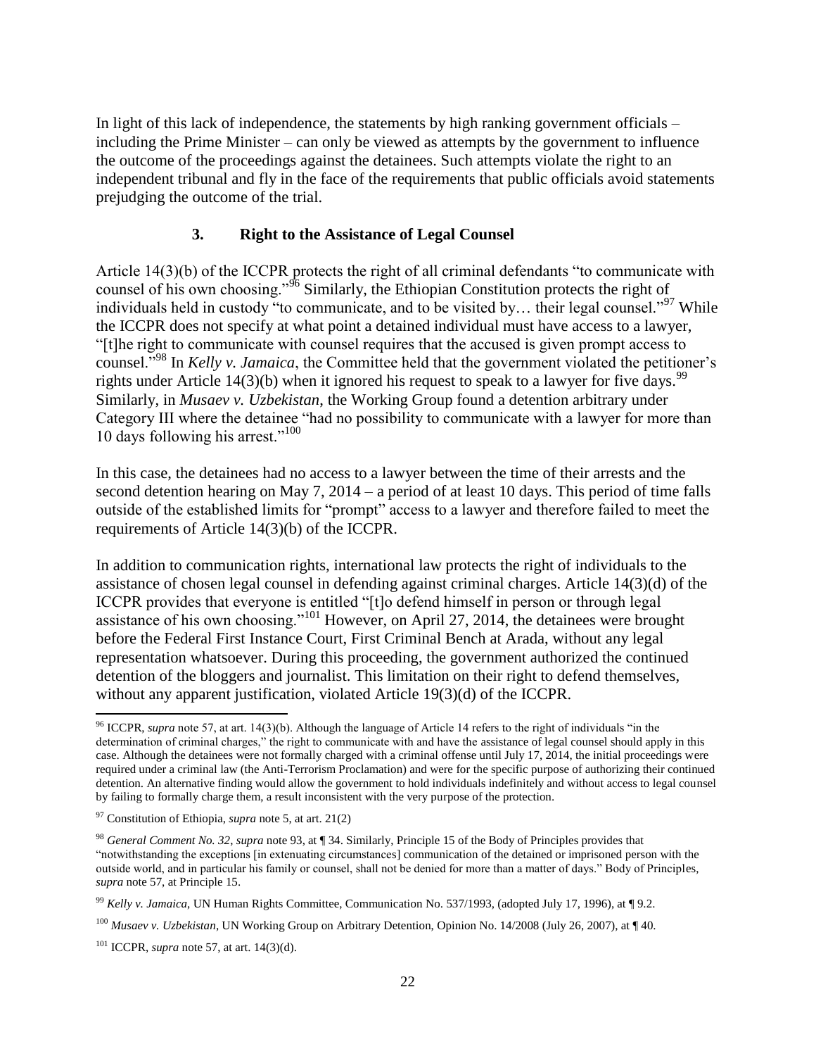In light of this lack of independence, the statements by high ranking government officials – including the Prime Minister – can only be viewed as attempts by the government to influence the outcome of the proceedings against the detainees. Such attempts violate the right to an independent tribunal and fly in the face of the requirements that public officials avoid statements prejudging the outcome of the trial.

### 3. Right to the Assistance of Legal Counsel

Article 14(3)(b) of the ICCPR protects the right of all criminal defendants "to communicate with counsel of his own choosing."[96] Similarly, the Ethiopian Constitution protects the right of individuals held in custody "to communicate, and to be visited by… their legal counsel."[97] While the ICCPR does not specify at what point a detained individual must have access to a lawyer, "[t]he right to communicate with counsel requires that the accused is given prompt access to counsel."[98] In *Kelly v. Jamaica*, the Committee held that the government violated the petitioner's rights under Article 14(3)(b) when it ignored his request to speak to a lawyer for five days.[99] Similarly, in *Musaev v. Uzbekistan*, the Working Group found a detention arbitrary under Category III where the detainee "had no possibility to communicate with a lawyer for more than 10 days following his arrest."[100]

In this case, the detainees had no access to a lawyer between the time of their arrests and the second detention hearing on May 7, 2014 – a period of at least 10 days. This period of time falls outside of the established limits for "prompt" access to a lawyer and therefore failed to meet the requirements of Article 14(3)(b) of the ICCPR.

In addition to communication rights, international law protects the right of individuals to the assistance of chosen legal counsel in defending against criminal charges. Article 14(3)(d) of the ICCPR provides that everyone is entitled "[t]o defend himself in person or through legal assistance of his own choosing."[101] However, on April 27, 2014, the detainees were brought before the Federal First Instance Court, First Criminal Bench at Arada, without any legal representation whatsoever. During this proceeding, the government authorized the continued detention of the bloggers and journalist. This limitation on their right to defend themselves, without any apparent justification, violated Article 19(3)(d) of the ICCPR.

---

[96] ICCPR, *supra* note 57, at art. 14(3)(b). Although the language of Article 14 refers to the right of individuals "in the determination of criminal charges," the right to communicate with and have the assistance of legal counsel should apply in this case. Although the detainees were not formally charged with a criminal offense until July 17, 2014, the initial proceedings were required under a criminal law (the Anti-Terrorism Proclamation) and were for the specific purpose of authorizing their continued detention. An alternative finding would allow the government to hold individuals indefinitely and without access to legal counsel by failing to formally charge them, a result inconsistent with the very purpose of the protection.

[97] Constitution of Ethiopia, *supra* note 5, at art. 21(2)

[98] *General Comment No. 32*, *supra* note 93, at ¶ 34. Similarly, Principle 15 of the Body of Principles provides that "notwithstanding the exceptions [in extenuating circumstances] communication of the detained or imprisoned person with the outside world, and in particular his family or counsel, shall not be denied for more than a matter of days." Body of Principles, *supra* note 57, at Principle 15.

[99] *Kelly v. Jamaica*, UN Human Rights Committee, Communication No. 537/1993, (adopted July 17, 1996), at ¶ 9.2.

[100] *Musaev v. Uzbekistan*, UN Working Group on Arbitrary Detention, Opinion No. 14/2008 (July 26, 2007), at ¶ 40.

[101] ICCPR, *supra* note 57, at art. 14(3)(d).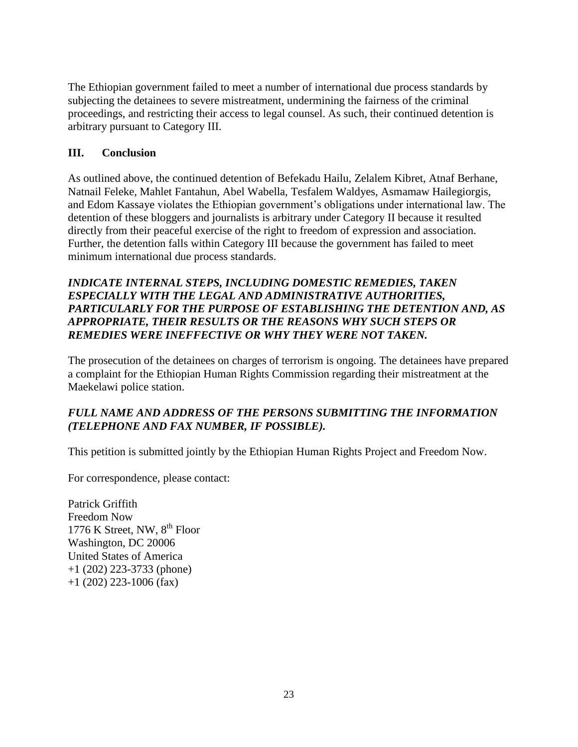The Ethiopian government failed to meet a number of international due process standards by subjecting the detainees to severe mistreatment, undermining the fairness of the criminal proceedings, and restricting their access to legal counsel. As such, their continued detention is arbitrary pursuant to Category III.

## III. Conclusion

As outlined above, the continued detention of Befekadu Hailu, Zelalem Kibret, Atnaf Berhane, Natnail Feleke, Mahlet Fantahun, Abel Wabella, Tesfalem Waldyes, Asmamaw Hailegiorgis, and Edom Kassaye violates the Ethiopian government's obligations under international law. The detention of these bloggers and journalists is arbitrary under Category II because it resulted directly from their peaceful exercise of the right to freedom of expression and association. Further, the detention falls within Category III because the government has failed to meet minimum international due process standards.

***INDICATE INTERNAL STEPS, INCLUDING DOMESTIC REMEDIES, TAKEN ESPECIALLY WITH THE LEGAL AND ADMINISTRATIVE AUTHORITIES, PARTICULARLY FOR THE PURPOSE OF ESTABLISHING THE DETENTION AND, AS APPROPRIATE, THEIR RESULTS OR THE REASONS WHY SUCH STEPS OR REMEDIES WERE INEFFECTIVE OR WHY THEY WERE NOT TAKEN.***

The prosecution of the detainees on charges of terrorism is ongoing. The detainees have prepared a complaint for the Ethiopian Human Rights Commission regarding their mistreatment at the Maekelawi police station.

***FULL NAME AND ADDRESS OF THE PERSONS SUBMITTING THE INFORMATION (TELEPHONE AND FAX NUMBER, IF POSSIBLE).***

This petition is submitted jointly by the Ethiopian Human Rights Project and Freedom Now.

For correspondence, please contact:

Patrick Griffith
Freedom Now
1776 K Street, NW, 8th Floor
Washington, DC 20006
United States of America
+1 (202) 223-3733 (phone)
+1 (202) 223-1006 (fax)